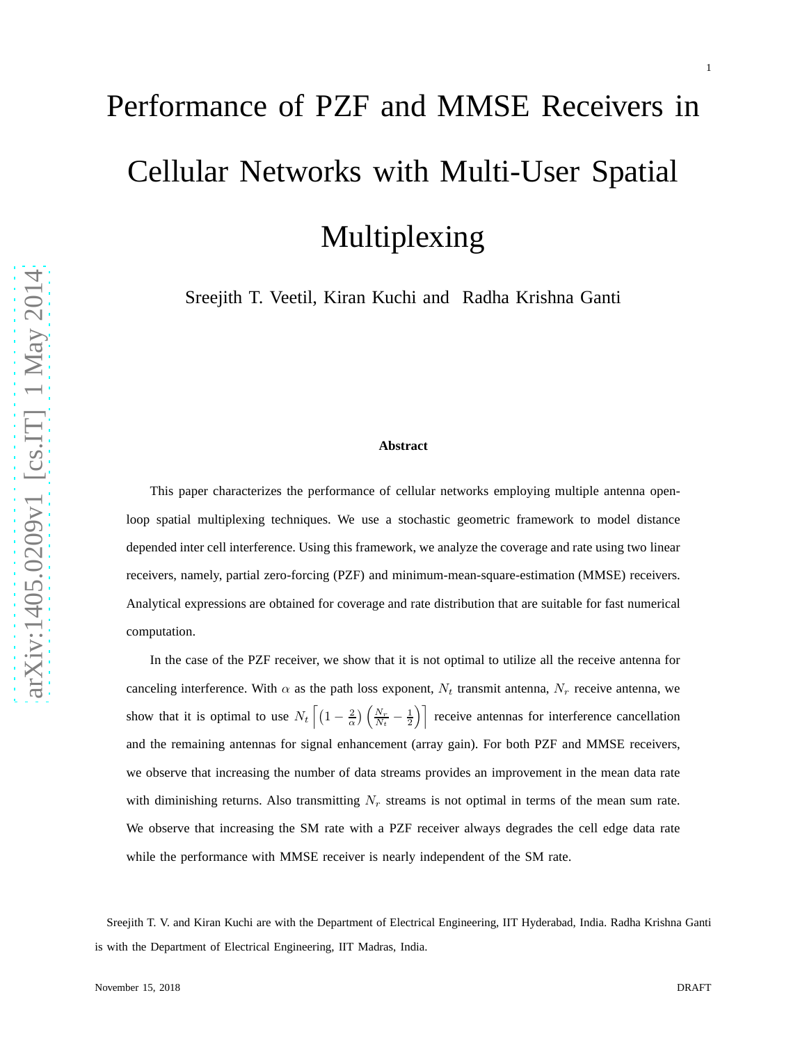# Performance of PZF and MMSE Receivers in Cellular Networks with Multi-User Spatial Multiplexing

Sreejith T. Veetil, Kiran Kuchi and Radha Krishna Ganti

## Abstract

This paper characterizes the performance of cellular networks employing multiple antenna open-loop spatial multiplexing techniques. We use a stochastic geometric framework to model distance depended inter cell interference. Using this framework, we analyze the coverage and rate using two linear receivers, namely, partial zero-forcing (PZF) and minimum-mean-square-estimation (MMSE) receivers. Analytical expressions are obtained for coverage and rate distribution that are suitable for fast numerical computation.

In the case of the PZF receiver, we show that it is not optimal to utilize all the receive antenna for canceling interference. With $\alpha$ as the path loss exponent, $N_t$ transmit antenna, $N_r$ receive antenna, we show that it is optimal to use $N_t \left\lceil \left(1 - \frac{2}{\alpha}\right) \left(\frac{N_r}{N_t} - \frac{1}{2}\right) \right\rceil$ receive antennas for interference cancellation and the remaining antennas for signal enhancement (array gain). For both PZF and MMSE receivers, we observe that increasing the number of data streams provides an improvement in the mean data rate with diminishing returns. Also transmitting $N_r$ streams is not optimal in terms of the mean sum rate. We observe that increasing the SM rate with a PZF receiver always degrades the cell edge data rate while the performance with MMSE receiver is nearly independent of the SM rate.

Sreejith T. V. and Kiran Kuchi are with the Department of Electrical Engineering, IIT Hyderabad, India. Radha Krishna Ganti is with the Department of Electrical Engineering, IIT Madras, India.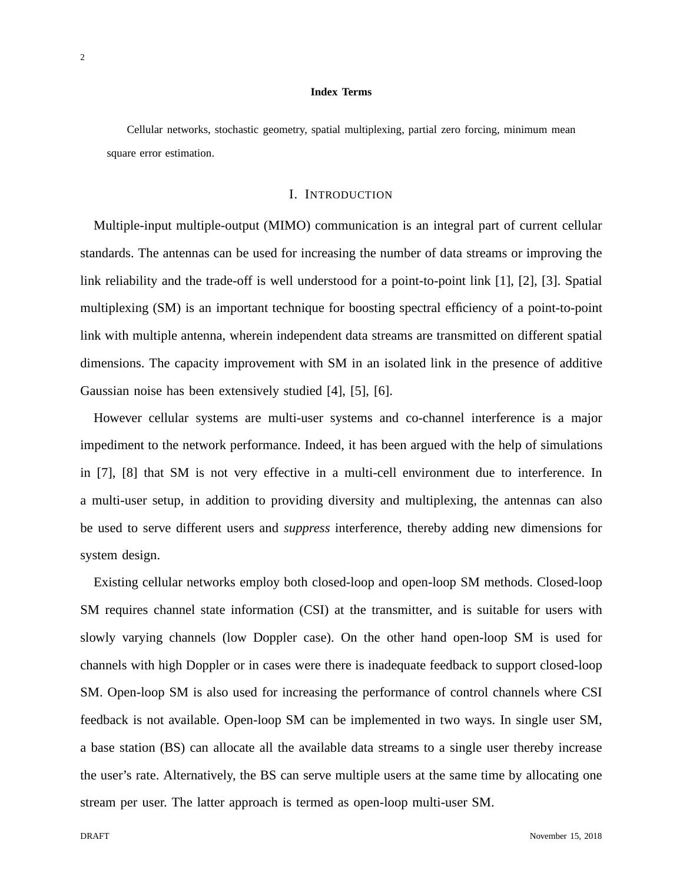**Index Terms**

Cellular networks, stochastic geometry, spatial multiplexing, partial zero forcing, minimum mean square error estimation.

# I. Introduction

Multiple-input multiple-output (MIMO) communication is an integral part of current cellular standards. The antennas can be used for increasing the number of data streams or improving the link reliability and the trade-off is well understood for a point-to-point link [1], [2], [3]. Spatial multiplexing (SM) is an important technique for boosting spectral efficiency of a point-to-point link with multiple antenna, wherein independent data streams are transmitted on different spatial dimensions. The capacity improvement with SM in an isolated link in the presence of additive Gaussian noise has been extensively studied [4], [5], [6].

However cellular systems are multi-user systems and co-channel interference is a major impediment to the network performance. Indeed, it has been argued with the help of simulations in [7], [8] that SM is not very effective in a multi-cell environment due to interference. In a multi-user setup, in addition to providing diversity and multiplexing, the antennas can also be used to serve different users and *suppress* interference, thereby adding new dimensions for system design.

Existing cellular networks employ both closed-loop and open-loop SM methods. Closed-loop SM requires channel state information (CSI) at the transmitter, and is suitable for users with slowly varying channels (low Doppler case). On the other hand open-loop SM is used for channels with high Doppler or in cases were there is inadequate feedback to support closed-loop SM. Open-loop SM is also used for increasing the performance of control channels where CSI feedback is not available. Open-loop SM can be implemented in two ways. In single user SM, a base station (BS) can allocate all the available data streams to a single user thereby increase the user's rate. Alternatively, the BS can serve multiple users at the same time by allocating one stream per user. The latter approach is termed as open-loop multi-user SM.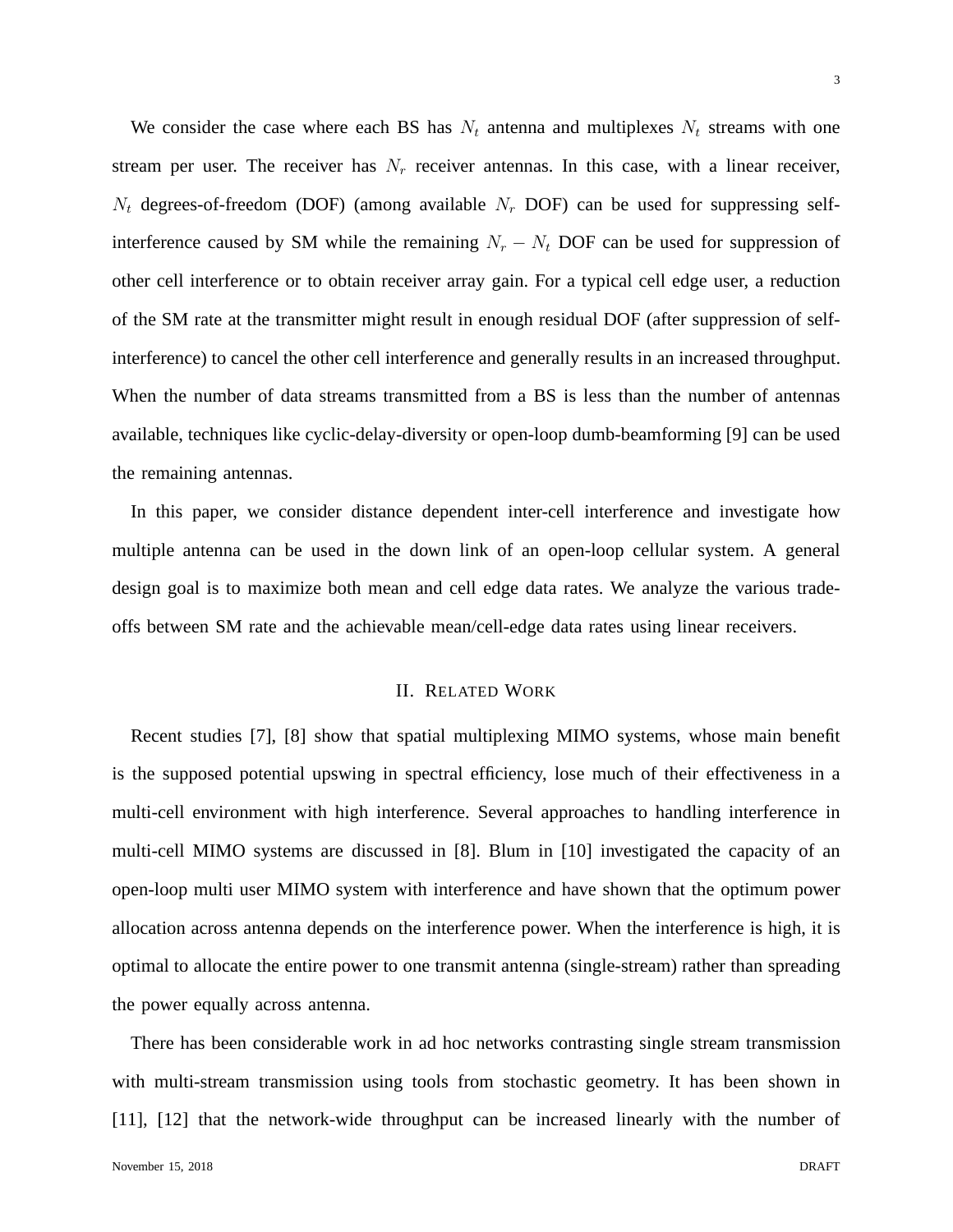We consider the case where each BS has $N_t$ antenna and multiplexes $N_t$ streams with one stream per user. The receiver has $N_r$ receiver antennas. In this case, with a linear receiver, $N_t$ degrees-of-freedom (DOF) (among available $N_r$ DOF) can be used for suppressing self-interference caused by SM while the remaining $N_r - N_t$ DOF can be used for suppression of other cell interference or to obtain receiver array gain. For a typical cell edge user, a reduction of the SM rate at the transmitter might result in enough residual DOF (after suppression of self-interference) to cancel the other cell interference and generally results in an increased throughput. When the number of data streams transmitted from a BS is less than the number of antennas available, techniques like cyclic-delay-diversity or open-loop dumb-beamforming [9] can be used the remaining antennas.

In this paper, we consider distance dependent inter-cell interference and investigate how multiple antenna can be used in the down link of an open-loop cellular system. A general design goal is to maximize both mean and cell edge data rates. We analyze the various trade-offs between SM rate and the achievable mean/cell-edge data rates using linear receivers.

## II. Related Work

Recent studies [7], [8] show that spatial multiplexing MIMO systems, whose main benefit is the supposed potential upswing in spectral efficiency, lose much of their effectiveness in a multi-cell environment with high interference. Several approaches to handling interference in multi-cell MIMO systems are discussed in [8]. Blum in [10] investigated the capacity of an open-loop multi user MIMO system with interference and have shown that the optimum power allocation across antenna depends on the interference power. When the interference is high, it is optimal to allocate the entire power to one transmit antenna (single-stream) rather than spreading the power equally across antenna.

There has been considerable work in ad hoc networks contrasting single stream transmission with multi-stream transmission using tools from stochastic geometry. It has been shown in [11], [12] that the network-wide throughput can be increased linearly with the number of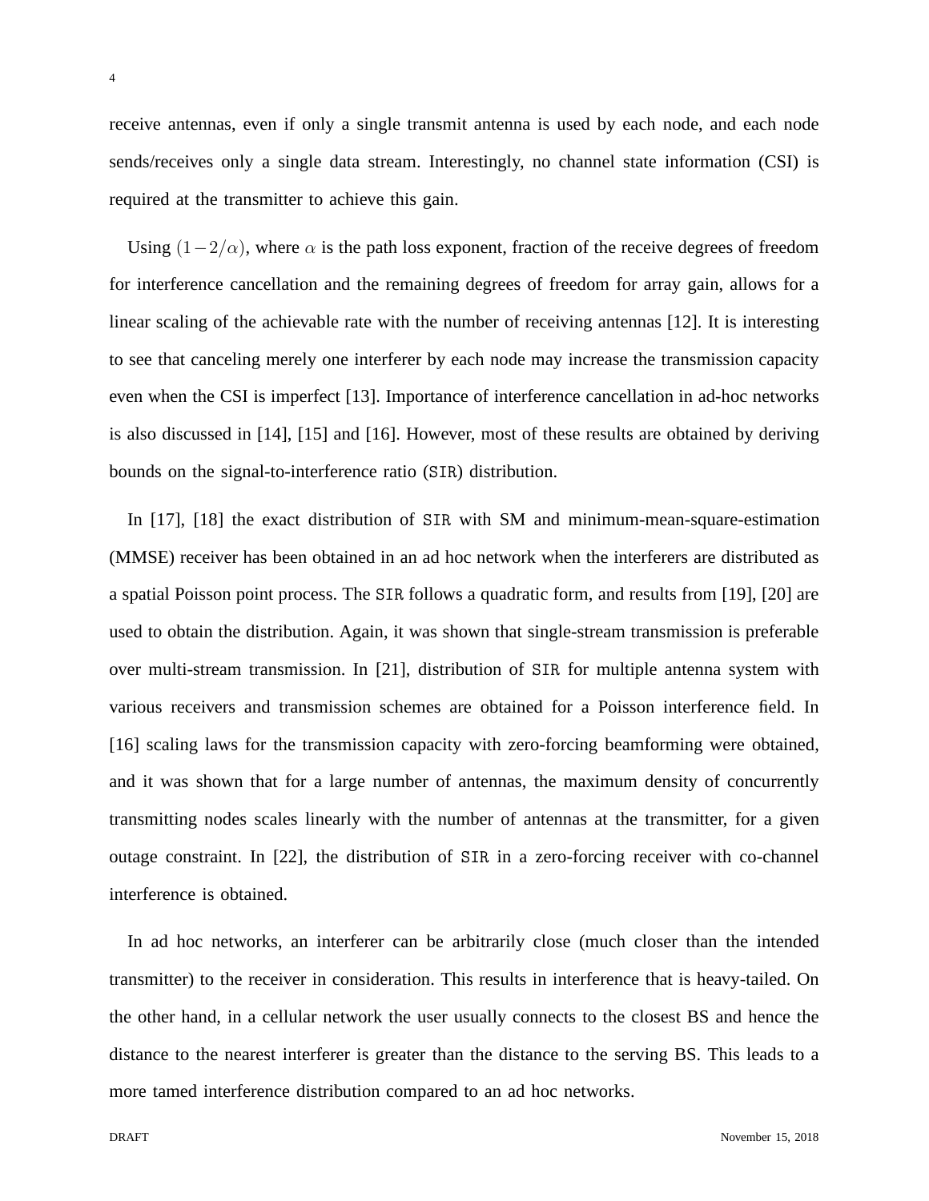receive antennas, even if only a single transmit antenna is used by each node, and each node sends/receives only a single data stream. Interestingly, no channel state information (CSI) is required at the transmitter to achieve this gain.

Using $(1-2/\alpha)$, where $\alpha$ is the path loss exponent, fraction of the receive degrees of freedom for interference cancellation and the remaining degrees of freedom for array gain, allows for a linear scaling of the achievable rate with the number of receiving antennas [12]. It is interesting to see that canceling merely one interferer by each node may increase the transmission capacity even when the CSI is imperfect [13]. Importance of interference cancellation in ad-hoc networks is also discussed in [14], [15] and [16]. However, most of these results are obtained by deriving bounds on the signal-to-interference ratio ($\mathtt{SIR}$) distribution.

In [17], [18] the exact distribution of $\mathtt{SIR}$ with SM and minimum-mean-square-estimation (MMSE) receiver has been obtained in an ad hoc network when the interferers are distributed as a spatial Poisson point process. The $\mathtt{SIR}$ follows a quadratic form, and results from [19], [20] are used to obtain the distribution. Again, it was shown that single-stream transmission is preferable over multi-stream transmission. In [21], distribution of $\mathtt{SIR}$ for multiple antenna system with various receivers and transmission schemes are obtained for a Poisson interference field. In [16] scaling laws for the transmission capacity with zero-forcing beamforming were obtained, and it was shown that for a large number of antennas, the maximum density of concurrently transmitting nodes scales linearly with the number of antennas at the transmitter, for a given outage constraint. In [22], the distribution of $\mathtt{SIR}$ in a zero-forcing receiver with co-channel interference is obtained.

In ad hoc networks, an interferer can be arbitrarily close (much closer than the intended transmitter) to the receiver in consideration. This results in interference that is heavy-tailed. On the other hand, in a cellular network the user usually connects to the closest BS and hence the distance to the nearest interferer is greater than the distance to the serving BS. This leads to a more tamed interference distribution compared to an ad hoc networks.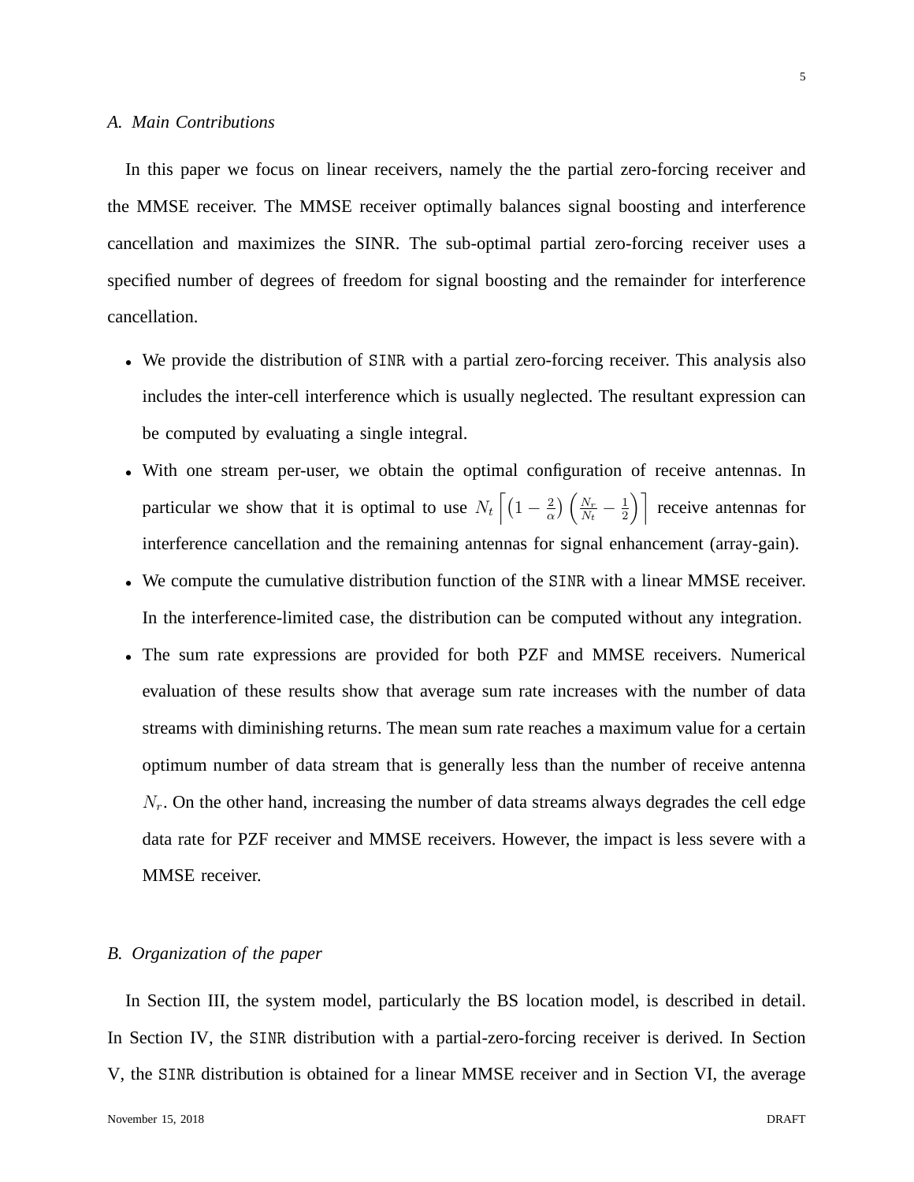### A. Main Contributions

In this paper we focus on linear receivers, namely the the partial zero-forcing receiver and the MMSE receiver. The MMSE receiver optimally balances signal boosting and interference cancellation and maximizes the SINR. The sub-optimal partial zero-forcing receiver uses a specified number of degrees of freedom for signal boosting and the remainder for interference cancellation.

- We provide the distribution of SINR with a partial zero-forcing receiver. This analysis also includes the inter-cell interference which is usually neglected. The resultant expression can be computed by evaluating a single integral.
- With one stream per-user, we obtain the optimal configuration of receive antennas. In particular we show that it is optimal to use $N_t \left\lceil \left(1 - \frac{2}{\alpha}\right)\left(\frac{N_r}{N_t} - \frac{1}{2}\right)\right\rceil$ receive antennas for interference cancellation and the remaining antennas for signal enhancement (array-gain).
- We compute the cumulative distribution function of the SINR with a linear MMSE receiver. In the interference-limited case, the distribution can be computed without any integration.
- The sum rate expressions are provided for both PZF and MMSE receivers. Numerical evaluation of these results show that average sum rate increases with the number of data streams with diminishing returns. The mean sum rate reaches a maximum value for a certain optimum number of data stream that is generally less than the number of receive antenna $N_r$. On the other hand, increasing the number of data streams always degrades the cell edge data rate for PZF receiver and MMSE receivers. However, the impact is less severe with a MMSE receiver.

### B. Organization of the paper

In Section III, the system model, particularly the BS location model, is described in detail. In Section IV, the SINR distribution with a partial-zero-forcing receiver is derived. In Section V, the SINR distribution is obtained for a linear MMSE receiver and in Section VI, the average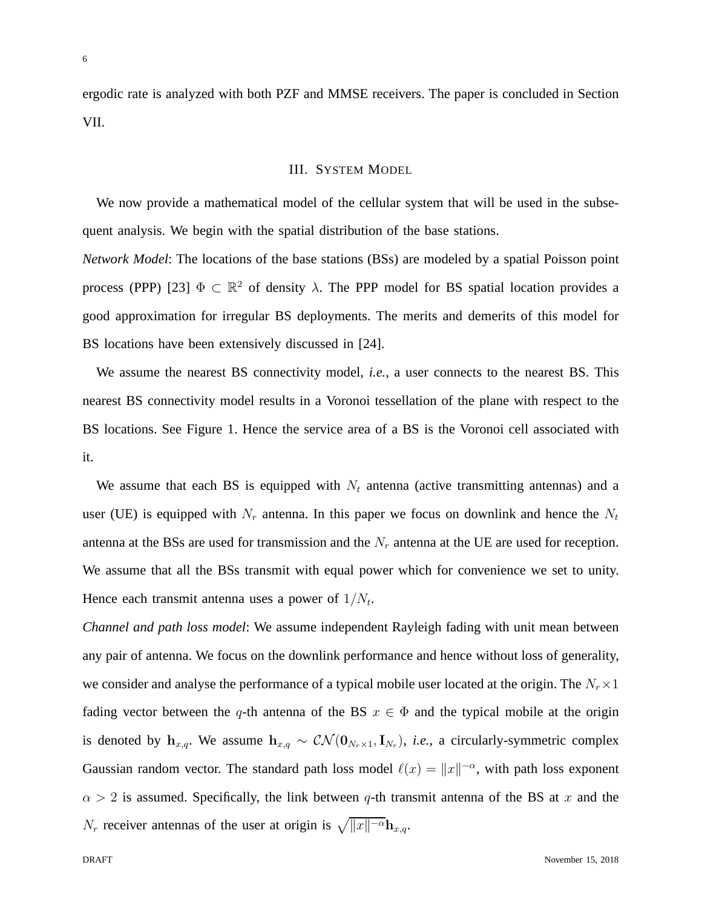ergodic rate is analyzed with both PZF and MMSE receivers. The paper is concluded in Section VII.

## III. System Model

We now provide a mathematical model of the cellular system that will be used in the subsequent analysis. We begin with the spatial distribution of the base stations.

*Network Model*: The locations of the base stations (BSs) are modeled by a spatial Poisson point process (PPP) [23] $\Phi \subset \mathbb{R}^2$ of density $\lambda$. The PPP model for BS spatial location provides a good approximation for irregular BS deployments. The merits and demerits of this model for BS locations have been extensively discussed in [24].

We assume the nearest BS connectivity model, *i.e.*, a user connects to the nearest BS. This nearest BS connectivity model results in a Voronoi tessellation of the plane with respect to the BS locations. See Figure 1. Hence the service area of a BS is the Voronoi cell associated with it.

We assume that each BS is equipped with $N_t$ antenna (active transmitting antennas) and a user (UE) is equipped with $N_r$ antenna. In this paper we focus on downlink and hence the $N_t$ antenna at the BSs are used for transmission and the $N_r$ antenna at the UE are used for reception. We assume that all the BSs transmit with equal power which for convenience we set to unity. Hence each transmit antenna uses a power of $1/N_t$.

*Channel and path loss model*: We assume independent Rayleigh fading with unit mean between any pair of antenna. We focus on the downlink performance and hence without loss of generality, we consider and analyse the performance of a typical mobile user located at the origin. The $N_r \times 1$ fading vector between the $q$-th antenna of the BS $x \in \Phi$ and the typical mobile at the origin is denoted by $\mathbf{h}_{x,q}$. We assume $\mathbf{h}_{x,q} \sim \mathcal{CN}(\mathbf{0}_{N_r \times 1}, \mathbf{I}_{N_r})$, *i.e.*, a circularly-symmetric complex Gaussian random vector. The standard path loss model $\ell(x) = \|x\|^{-\alpha}$, with path loss exponent $\alpha > 2$ is assumed. Specifically, the link between $q$-th transmit antenna of the BS at $x$ and the $N_r$ receiver antennas of the user at origin is $\sqrt{\|x\|^{-\alpha}}\mathbf{h}_{x,q}$.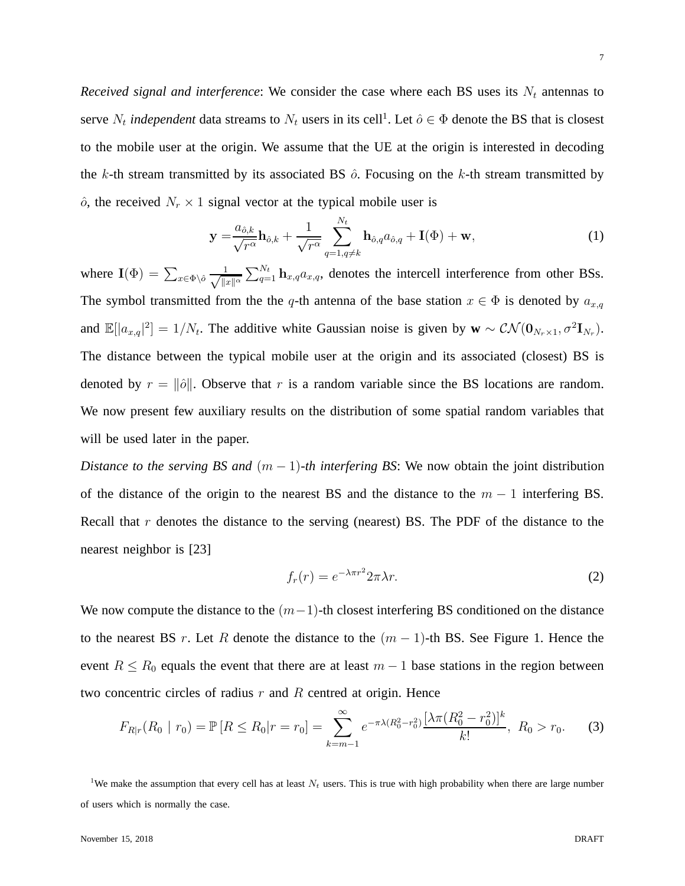*Received signal and interference*: We consider the case where each BS uses its $N_t$ antennas to serve $N_t$ *independent* data streams to $N_t$ users in its cell[1]. Let $\hat{o} \in \Phi$ denote the BS that is closest to the mobile user at the origin. We assume that the UE at the origin is interested in decoding the $k$-th stream transmitted by its associated BS $\hat{o}$. Focusing on the $k$-th stream transmitted by $\hat{o}$, the received $N_r \times 1$ signal vector at the typical mobile user is

$$\mathbf{y} = \frac{a_{\hat{o},k}}{\sqrt{r^\alpha}} \mathbf{h}_{\hat{o},k} + \frac{1}{\sqrt{r^\alpha}} \sum_{q=1, q \neq k}^{N_t} \mathbf{h}_{\hat{o},q} a_{\hat{o},q} + \mathbf{I}(\Phi) + \mathbf{w}, \tag{1}$$

where $\mathbf{I}(\Phi) = \sum_{x \in \Phi \setminus \hat{o}} \frac{1}{\sqrt{\|x\|^\alpha}} \sum_{q=1}^{N_t} \mathbf{h}_{x,q} a_{x,q}$, denotes the intercell interference from other BSs. The symbol transmitted from the the $q$-th antenna of the base station $x \in \Phi$ is denoted by $a_{x,q}$ and $\mathbb{E}[|a_{x,q}|^2] = 1/N_t$. The additive white Gaussian noise is given by $\mathbf{w} \sim \mathcal{CN}(\mathbf{0}_{N_r \times 1}, \sigma^2 \mathbf{I}_{N_r})$. The distance between the typical mobile user at the origin and its associated (closest) BS is denoted by $r = \|\hat{o}\|$. Observe that $r$ is a random variable since the BS locations are random. We now present few auxiliary results on the distribution of some spatial random variables that will be used later in the paper.

*Distance to the serving BS and $(m-1)$-th interfering BS*: We now obtain the joint distribution of the distance of the origin to the nearest BS and the distance to the $m-1$ interfering BS. Recall that $r$ denotes the distance to the serving (nearest) BS. The PDF of the distance to the nearest neighbor is [23]

$$f_r(r) = e^{-\lambda \pi r^2} 2\pi\lambda r. \tag{2}$$

We now compute the distance to the $(m-1)$-th closest interfering BS conditioned on the distance to the nearest BS $r$. Let $R$ denote the distance to the $(m-1)$-th BS. See Figure 1. Hence the event $R \leq R_0$ equals the event that there are at least $m-1$ base stations in the region between two concentric circles of radius $r$ and $R$ centred at origin. Hence

$$F_{R|r}(R_0 \mid r_0) = \mathbb{P}\left[R \leq R_0 | r = r_0\right] = \sum_{k=m-1}^{\infty} e^{-\pi\lambda(R_0^2 - r_0^2)} \frac{[\lambda\pi(R_0^2 - r_0^2)]^k}{k!}, \; R_0 > r_0. \tag{3}$$

[1]We make the assumption that every cell has at least $N_t$ users. This is true with high probability when there are large number of users which is normally the case.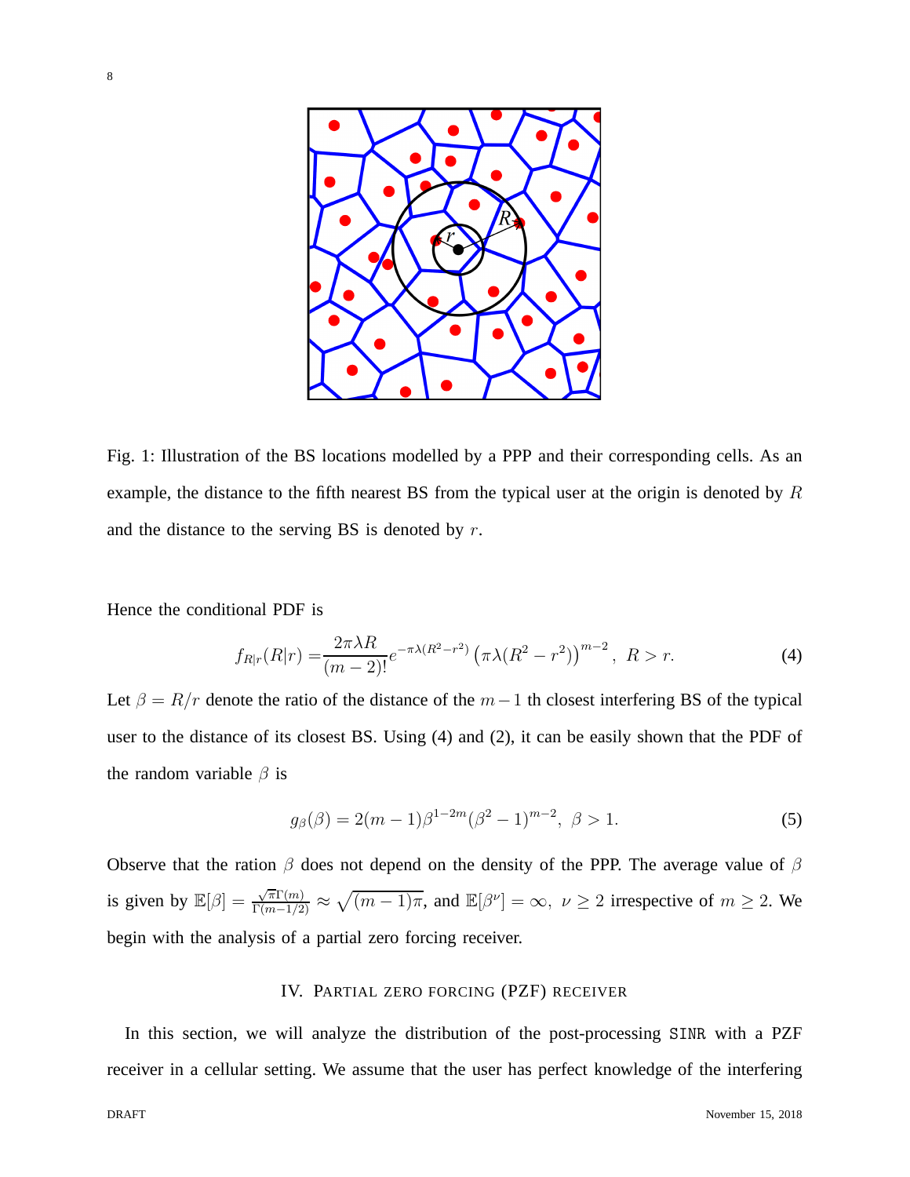Fig. 1: Illustration of the BS locations modelled by a PPP and their corresponding cells. As an example, the distance to the fifth nearest BS from the typical user at the origin is denoted by $R$ and the distance to the serving BS is denoted by $r$.

Hence the conditional PDF is

$$f_{R|r}(R|r) = \frac{2\pi\lambda R}{(m-2)!} e^{-\pi\lambda(R^2-r^2)} \left(\pi\lambda(R^2-r^2)\right)^{m-2}, \ R > r. \tag{4}$$

Let $\beta = R/r$ denote the ratio of the distance of the $m-1$ th closest interfering BS of the typical user to the distance of its closest BS. Using (4) and (2), it can be easily shown that the PDF of the random variable $\beta$ is

$$g_\beta(\beta) = 2(m-1)\beta^{1-2m}(\beta^2-1)^{m-2}, \ \beta > 1. \tag{5}$$

Observe that the ration $\beta$ does not depend on the density of the PPP. The average value of $\beta$ is given by $\mathbb{E}[\beta] = \frac{\sqrt{\pi}\Gamma(m)}{\Gamma(m-1/2)} \approx \sqrt{(m-1)\pi}$, and $\mathbb{E}[\beta^\nu] = \infty, \ \nu \geq 2$ irrespective of $m \geq 2$. We begin with the analysis of a partial zero forcing receiver.

## IV. Partial zero forcing (PZF) receiver

In this section, we will analyze the distribution of the post-processing SINR with a PZF receiver in a cellular setting. We assume that the user has perfect knowledge of the interfering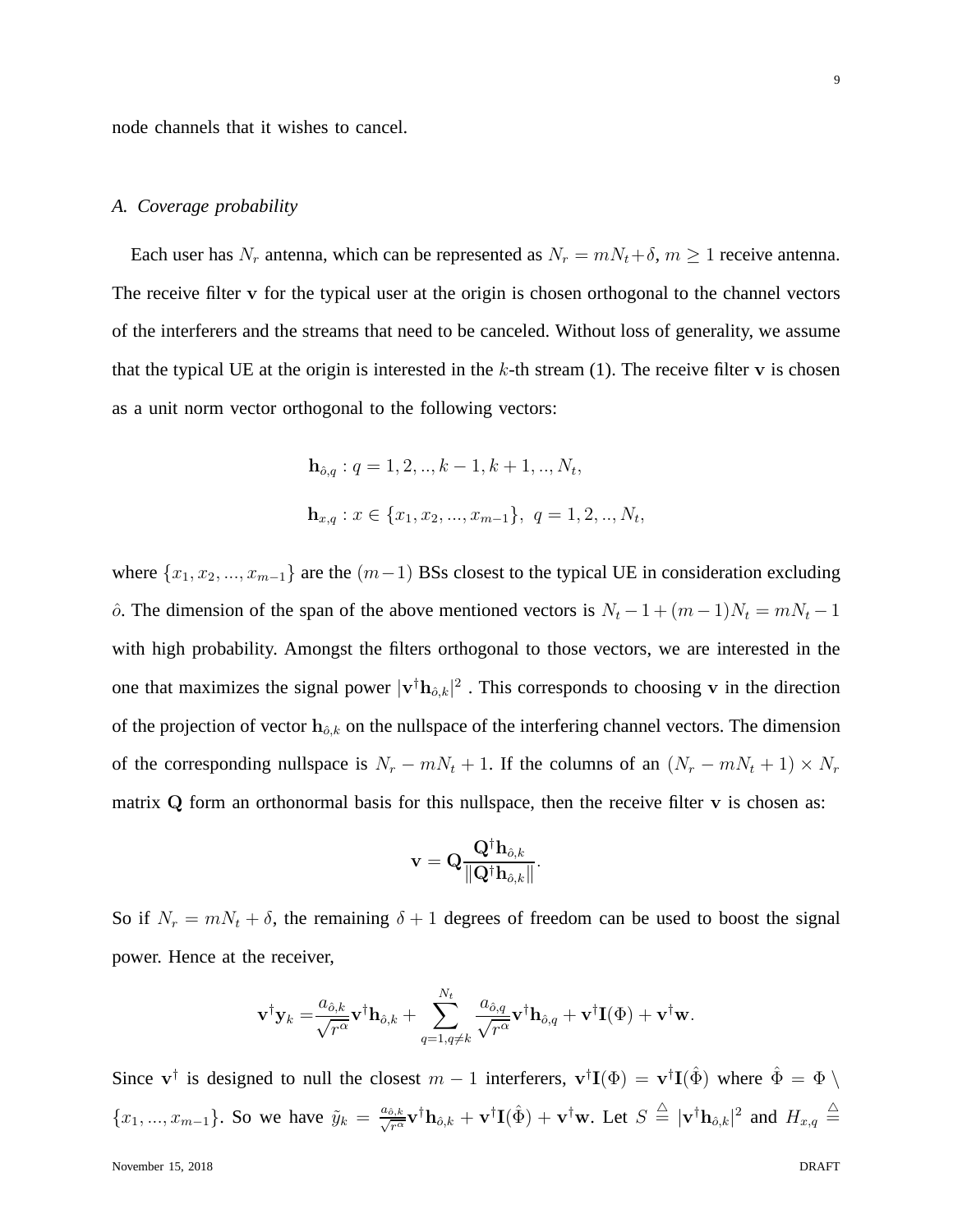node channels that it wishes to cancel.

### *A. Coverage probability*

Each user has $N_r$ antenna, which can be represented as $N_r = mN_t+\delta$, $m \geq 1$ receive antenna. The receive filter $\mathbf{v}$ for the typical user at the origin is chosen orthogonal to the channel vectors of the interferers and the streams that need to be canceled. Without loss of generality, we assume that the typical UE at the origin is interested in the $k$-th stream (1). The receive filter $\mathbf{v}$ is chosen as a unit norm vector orthogonal to the following vectors:

$$\mathbf{h}_{\hat{o},q} : q = 1, 2, .., k-1, k+1, .., N_t,$$

$$\mathbf{h}_{x,q} : x \in \{x_1, x_2, ..., x_{m-1}\},\ q = 1, 2, .., N_t,$$

where $\{x_1, x_2, ..., x_{m-1}\}$ are the $(m-1)$ BSs closest to the typical UE in consideration excluding $\hat{o}$. The dimension of the span of the above mentioned vectors is $N_t - 1 + (m-1)N_t = mN_t - 1$ with high probability. Amongst the filters orthogonal to those vectors, we are interested in the one that maximizes the signal power $|\mathbf{v}^\dagger \mathbf{h}_{\hat{o},k}|^2$ . This corresponds to choosing $\mathbf{v}$ in the direction of the projection of vector $\mathbf{h}_{\hat{o},k}$ on the nullspace of the interfering channel vectors. The dimension of the corresponding nullspace is $N_r - mN_t + 1$. If the columns of an $(N_r - mN_t + 1) \times N_r$ matrix $\mathbf{Q}$ form an orthonormal basis for this nullspace, then the receive filter $\mathbf{v}$ is chosen as:

$$\mathbf{v} = \mathbf{Q}\frac{\mathbf{Q}^\dagger \mathbf{h}_{\hat{o},k}}{\|\mathbf{Q}^\dagger \mathbf{h}_{\hat{o},k}\|}.$$

So if $N_r = mN_t + \delta$, the remaining $\delta + 1$ degrees of freedom can be used to boost the signal power. Hence at the receiver,

$$\mathbf{v}^\dagger \mathbf{y}_k = \frac{a_{\hat{o},k}}{\sqrt{r^\alpha}}\mathbf{v}^\dagger \mathbf{h}_{\hat{o},k} + \sum_{q=1,q\neq k}^{N_t} \frac{a_{\hat{o},q}}{\sqrt{r^\alpha}}\mathbf{v}^\dagger \mathbf{h}_{\hat{o},q} + \mathbf{v}^\dagger \mathbf{I}(\Phi) + \mathbf{v}^\dagger \mathbf{w}.$$

Since $\mathbf{v}^\dagger$ is designed to null the closest $m-1$ interferers, $\mathbf{v}^\dagger \mathbf{I}(\Phi) = \mathbf{v}^\dagger \mathbf{I}(\hat{\Phi})$ where $\hat{\Phi} = \Phi \setminus \{x_1, ..., x_{m-1}\}$. So we have $\tilde{y}_k = \frac{a_{\hat{o},k}}{\sqrt{r^\alpha}}\mathbf{v}^\dagger \mathbf{h}_{\hat{o},k} + \mathbf{v}^\dagger \mathbf{I}(\hat{\Phi}) + \mathbf{v}^\dagger \mathbf{w}$. Let $S \stackrel{\triangle}{=} |\mathbf{v}^\dagger \mathbf{h}_{\hat{o},k}|^2$ and $H_{x,q} \stackrel{\triangle}{=}$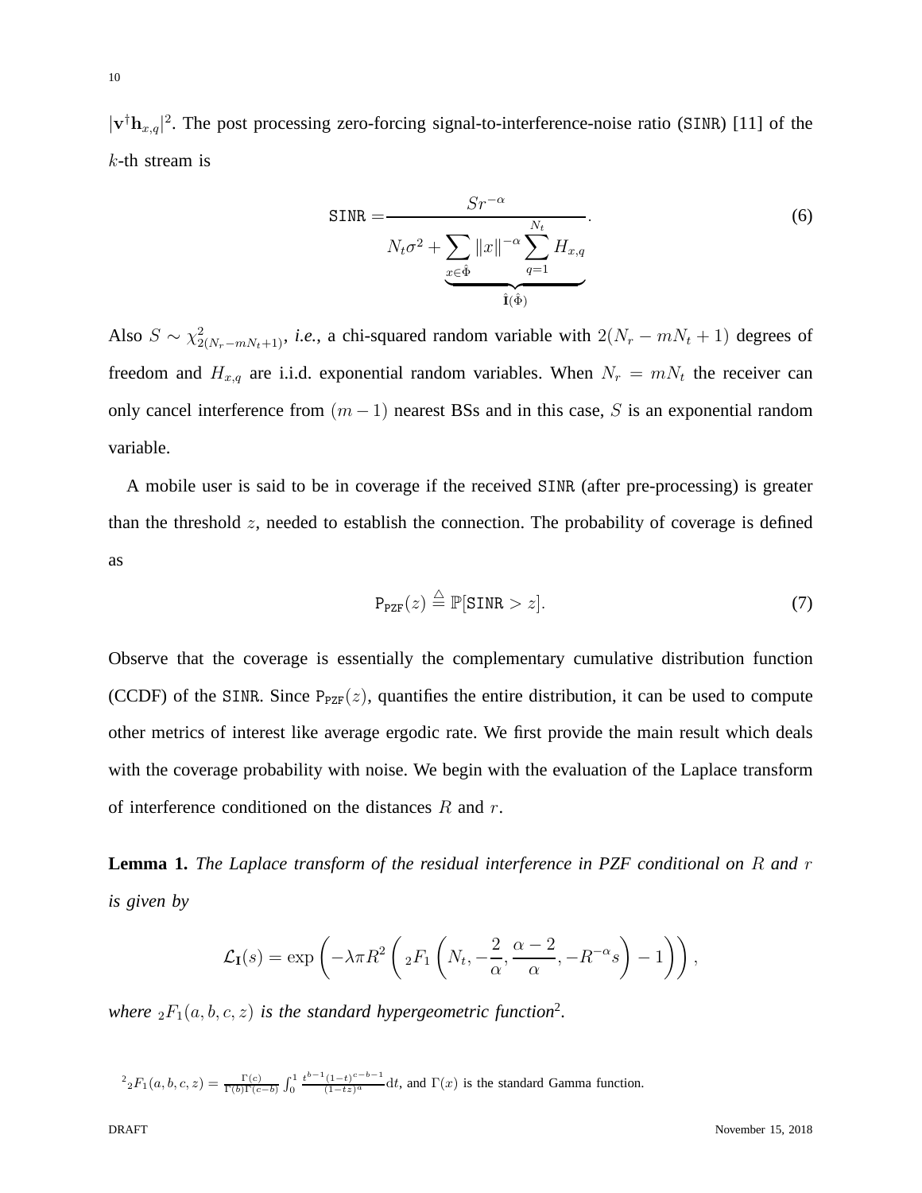$|\mathbf{v}^{\dagger}\mathbf{h}_{x,q}|^2$. The post processing zero-forcing signal-to-interference-noise ratio ($\mathtt{SINR}$) [11] of the $k$-th stream is

$$\mathtt{SINR} = \frac{S r^{-\alpha}}{N_t \sigma^2 + \underbrace{\sum_{x \in \hat{\Phi}} \|x\|^{-\alpha} \sum_{q=1}^{N_t} H_{x,q}}_{\hat{\mathbf{I}}(\hat{\Phi})}}. \tag{6}$$

Also $S \sim \chi^2_{2(N_r - mN_t + 1)}$, *i.e.*, a chi-squared random variable with $2(N_r - mN_t + 1)$ degrees of freedom and $H_{x,q}$ are i.i.d. exponential random variables. When $N_r = mN_t$ the receiver can only cancel interference from $(m-1)$ nearest BSs and in this case, $S$ is an exponential random variable.

A mobile user is said to be in coverage if the received $\mathtt{SINR}$ (after pre-processing) is greater than the threshold $z$, needed to establish the connection. The probability of coverage is defined as

$$\mathtt{P}_{\mathtt{PZF}}(z) \stackrel{\triangle}{=} \mathbb{P}[\mathtt{SINR} > z]. \tag{7}$$

Observe that the coverage is essentially the complementary cumulative distribution function (CCDF) of the $\mathtt{SINR}$. Since $\mathtt{P}_{\mathtt{PZF}}(z)$, quantifies the entire distribution, it can be used to compute other metrics of interest like average ergodic rate. We first provide the main result which deals with the coverage probability with noise. We begin with the evaluation of the Laplace transform of interference conditioned on the distances $R$ and $r$.

**Lemma 1.** *The Laplace transform of the residual interference in PZF conditional on $R$ and $r$ is given by*

$$\mathcal{L}_{\mathbf{I}}(s) = \exp\left(-\lambda \pi R^2 \left( {}_2F_1\left(N_t, -\frac{2}{\alpha}, \frac{\alpha-2}{\alpha}, -R^{-\alpha}s\right) - 1\right)\right),$$

*where ${}_2F_1(a,b,c,z)$ is the standard hypergeometric function*[2].

[2] ${}_2F_1(a,b,c,z) = \frac{\Gamma(c)}{\Gamma(b)\Gamma(c-b)} \int_0^1 \frac{t^{b-1}(1-t)^{c-b-1}}{(1-tz)^a} \mathrm{d}t$, and $\Gamma(x)$ is the standard Gamma function.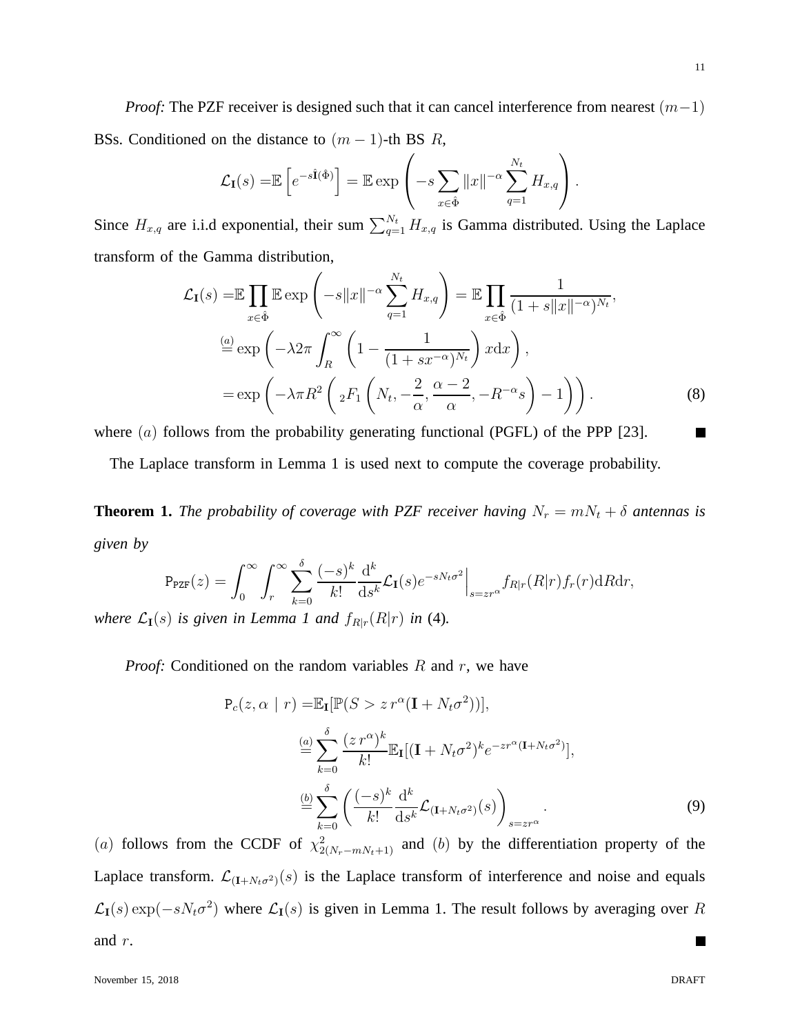*Proof:* The PZF receiver is designed such that it can cancel interference from nearest $(m-1)$ BSs. Conditioned on the distance to $(m-1)$-th BS $R$,

$$\mathcal{L}_{\mathbf{I}}(s) = \mathbb{E}\left[e^{-s\hat{\mathbf{I}}(\hat{\Phi})}\right] = \mathbb{E}\exp\left(-s\sum_{x\in\hat{\Phi}}\|x\|^{-\alpha}\sum_{q=1}^{N_t}H_{x,q}\right).$$

Since $H_{x,q}$ are i.i.d exponential, their sum $\sum_{q=1}^{N_t}H_{x,q}$ is Gamma distributed. Using the Laplace transform of the Gamma distribution,

$$\begin{aligned}
\mathcal{L}_{\mathbf{I}}(s) &= \mathbb{E}\prod_{x\in\hat{\Phi}}\mathbb{E}\exp\left(-s\|x\|^{-\alpha}\sum_{q=1}^{N_t}H_{x,q}\right) = \mathbb{E}\prod_{x\in\hat{\Phi}}\frac{1}{(1+s\|x\|^{-\alpha})^{N_t}},\\
&\overset{(a)}{=} \exp\left(-\lambda 2\pi\int_R^\infty\left(1-\frac{1}{(1+sx^{-\alpha})^{N_t}}\right)x\mathrm{d}x\right),\\
&= \exp\left(-\lambda\pi R^2\left({}_2F_1\left(N_t,-\frac{2}{\alpha},\frac{\alpha-2}{\alpha},-R^{-\alpha}s\right)-1\right)\right).
\end{aligned} \tag{8}$$

where $(a)$ follows from the probability generating functional (PGFL) of the PPP [23]. ∎

The Laplace transform in Lemma 1 is used next to compute the coverage probability.

**Theorem 1.** *The probability of coverage with PZF receiver having $N_r = mN_t + \delta$ antennas is given by*

$$\mathtt{P}_{\mathtt{PZF}}(z) = \int_0^\infty\int_r^\infty\sum_{k=0}^{\delta}\frac{(-s)^k}{k!}\frac{\mathrm{d}^k}{\mathrm{d}s^k}\mathcal{L}_{\mathbf{I}}(s)e^{-sN_t\sigma^2}\Big|_{s=zr^\alpha}f_{R|r}(R|r)f_r(r)\mathrm{d}R\mathrm{d}r,$$

*where $\mathcal{L}_{\mathbf{I}}(s)$ is given in Lemma 1 and $f_{R|r}(R|r)$ in* (4)*.*

*Proof:* Conditioned on the random variables $R$ and $r$, we have

$$\begin{aligned}
\mathtt{P}_c(z,\alpha\mid r) &= \mathbb{E}_{\mathbf{I}}[\mathbb{P}(S > z\,r^\alpha(\mathbf{I}+N_t\sigma^2))],\\
&\overset{(a)}{=} \sum_{k=0}^{\delta}\frac{(z\,r^\alpha)^k}{k!}\mathbb{E}_{\mathbf{I}}[(\mathbf{I}+N_t\sigma^2)^k e^{-zr^\alpha(\mathbf{I}+N_t\sigma^2)}],\\
&\overset{(b)}{=} \sum_{k=0}^{\delta}\left(\frac{(-s)^k}{k!}\frac{\mathrm{d}^k}{\mathrm{d}s^k}\mathcal{L}_{(\mathbf{I}+N_t\sigma^2)}(s)\right)_{s=zr^\alpha}.
\end{aligned} \tag{9}$$

$(a)$ follows from the CCDF of $\chi^2_{2(N_r-mN_t+1)}$ and $(b)$ by the differentiation property of the Laplace transform. $\mathcal{L}_{(\mathbf{I}+N_t\sigma^2)}(s)$ is the Laplace transform of interference and noise and equals $\mathcal{L}_{\mathbf{I}}(s)\exp(-sN_t\sigma^2)$ where $\mathcal{L}_{\mathbf{I}}(s)$ is given in Lemma 1. The result follows by averaging over $R$ and $r$. ∎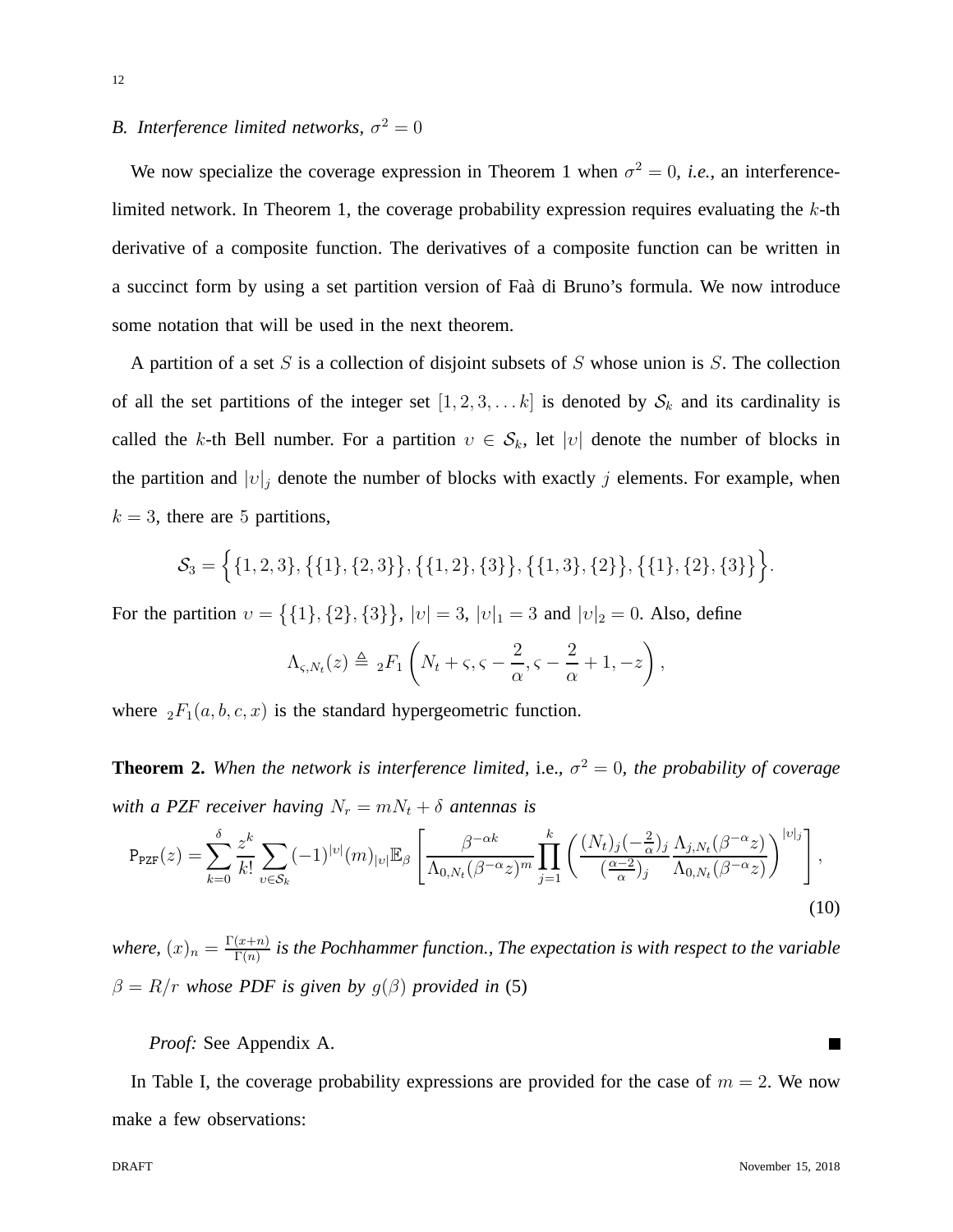### B. Interference limited networks, $\sigma^2 = 0$

We now specialize the coverage expression in Theorem 1 when $\sigma^2 = 0$, *i.e.*, an interference-limited network. In Theorem 1, the coverage probability expression requires evaluating the $k$-th derivative of a composite function. The derivatives of a composite function can be written in a succinct form by using a set partition version of Faà di Bruno's formula. We now introduce some notation that will be used in the next theorem.

A partition of a set $S$ is a collection of disjoint subsets of $S$ whose union is $S$. The collection of all the set partitions of the integer set $[1, 2, 3, \dots k]$ is denoted by $\mathcal{S}_k$ and its cardinality is called the $k$-th Bell number. For a partition $\upsilon \in \mathcal{S}_k$, let $|\upsilon|$ denote the number of blocks in the partition and $|\upsilon|_j$ denote the number of blocks with exactly $j$ elements. For example, when $k = 3$, there are 5 partitions,

$$\mathcal{S}_3 = \Big\{\{1,2,3\}, \{\{1\},\{2,3\}\}, \{\{1,2\},\{3\}\}, \{\{1,3\},\{2\}\}, \{\{1\},\{2\},\{3\}\}\Big\}.$$

For the partition $\upsilon = \{\{1\},\{2\},\{3\}\}$, $|\upsilon| = 3$, $|\upsilon|_1 = 3$ and $|\upsilon|_2 = 0$. Also, define

$$\Lambda_{\varsigma,N_t}(z) \triangleq {}_2F_1\left(N_t + \varsigma, \varsigma - \frac{2}{\alpha}, \varsigma - \frac{2}{\alpha} + 1, -z\right),$$

where ${}_2F_1(a, b, c, x)$ is the standard hypergeometric function.

**Theorem 2.** *When the network is interference limited,* i.e., $\sigma^2 = 0$, *the probability of coverage with a PZF receiver having $N_r = mN_t + \delta$ antennas is*

$$\mathtt{P}_{\mathtt{PZF}}(z) = \sum_{k=0}^{\delta} \frac{z^k}{k!} \sum_{\upsilon \in \mathcal{S}_k} (-1)^{|\upsilon|} (m)_{|\upsilon|} \mathbb{E}_\beta \left[ \frac{\beta^{-\alpha k}}{\Lambda_{0,N_t}(\beta^{-\alpha} z)^m} \prod_{j=1}^{k} \left( \frac{(N_t)_j (-\frac{2}{\alpha})_j}{(\frac{\alpha-2}{\alpha})_j} \frac{\Lambda_{j,N_t}(\beta^{-\alpha} z)}{\Lambda_{0,N_t}(\beta^{-\alpha} z)} \right)^{|\upsilon|_j} \right], \tag{10}$$

*where,* $(x)_n = \frac{\Gamma(x+n)}{\Gamma(n)}$ *is the Pochhammer function., The expectation is with respect to the variable* $\beta = R/r$ *whose PDF is given by* $g(\beta)$ *provided in* (5)

*Proof:* See Appendix A. ■

In Table I, the coverage probability expressions are provided for the case of $m = 2$. We now make a few observations: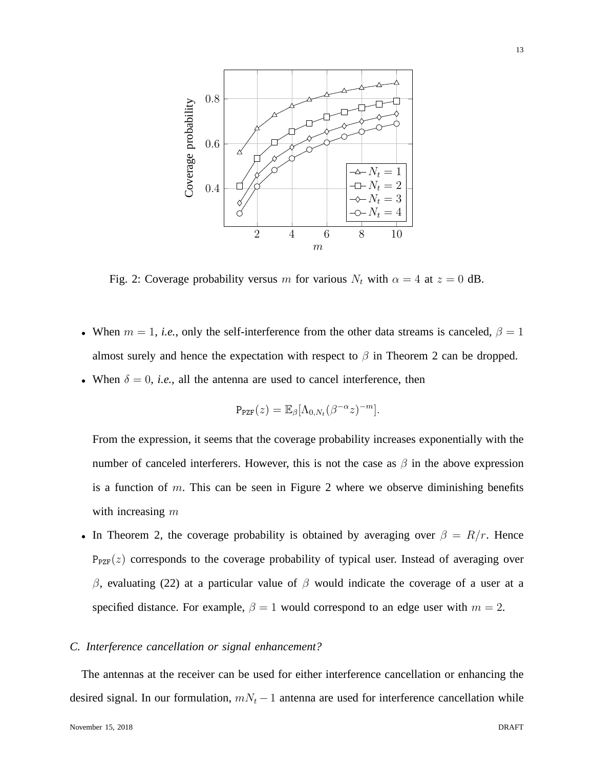Fig. 2: Coverage probability versus $m$ for various $N_t$ with $\alpha = 4$ at $z = 0$ dB.

- When $m = 1$, *i.e.*, only the self-interference from the other data streams is canceled, $\beta = 1$ almost surely and hence the expectation with respect to $\beta$ in Theorem 2 can be dropped.
- When $\delta = 0$, *i.e.*, all the antenna are used to cancel interference, then

$$\mathsf{P}_{\mathtt{PZF}}(z) = \mathbb{E}_\beta[\Lambda_{0,N_t}(\beta^{-\alpha} z)^{-m}].$$

  From the expression, it seems that the coverage probability increases exponentially with the number of canceled interferers. However, this is not the case as $\beta$ in the above expression is a function of $m$. This can be seen in Figure 2 where we observe diminishing benefits with increasing $m$
- In Theorem 2, the coverage probability is obtained by averaging over $\beta = R/r$. Hence $\mathsf{P}_{\mathtt{PZF}}(z)$ corresponds to the coverage probability of typical user. Instead of averaging over $\beta$, evaluating (22) at a particular value of $\beta$ would indicate the coverage of a user at a specified distance. For example, $\beta = 1$ would correspond to an edge user with $m = 2$.

### *C. Interference cancellation or signal enhancement?*

The antennas at the receiver can be used for either interference cancellation or enhancing the desired signal. In our formulation, $mN_t - 1$ antenna are used for interference cancellation while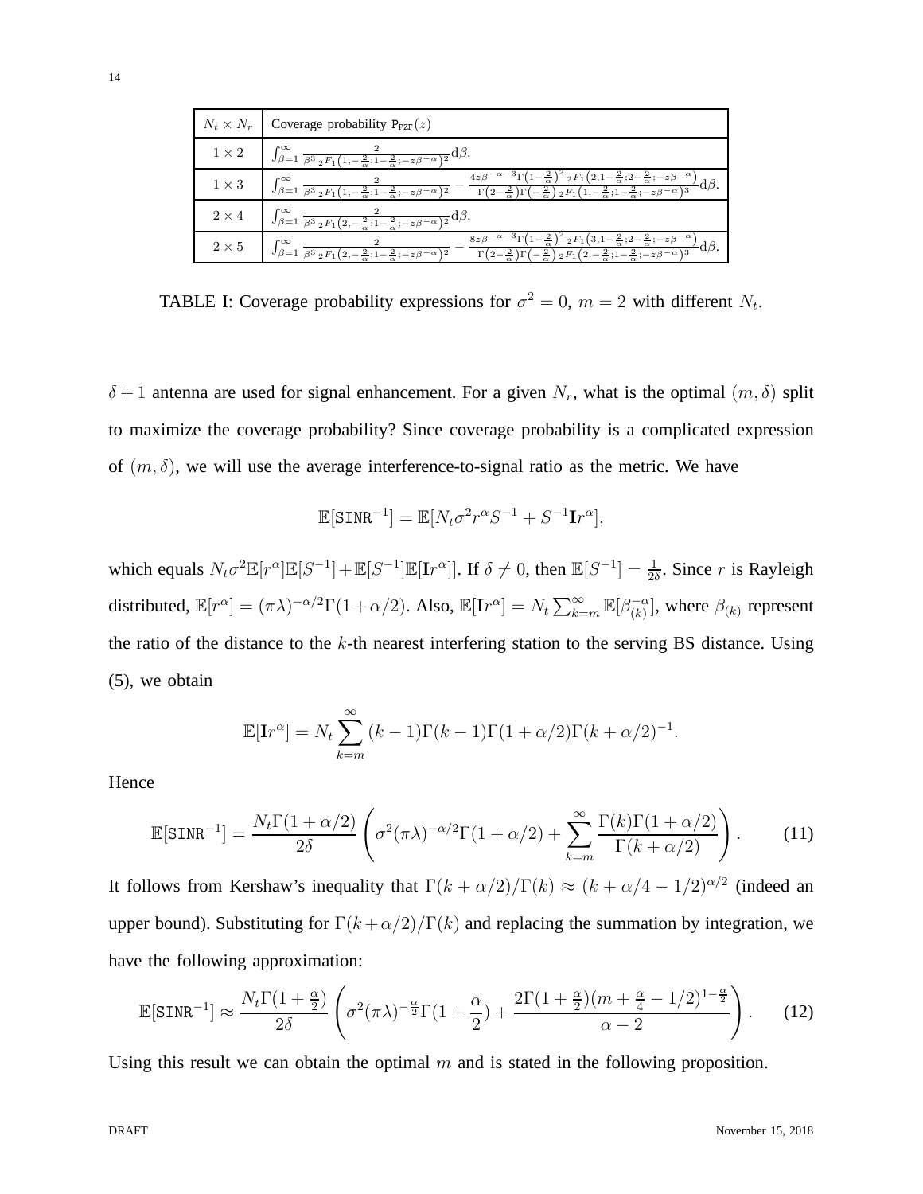| $N_t \times N_r$ | Coverage probability $\mathtt{P}_{\mathtt{PZF}}(z)$ |
|---|---|
| $1 \times 2$ | $\int_{\beta=1}^{\infty} \frac{2}{\beta^3 \, {}_2F_1\left(1,-\frac{2}{\alpha};1-\frac{2}{\alpha};-z\beta^{-\alpha}\right)^2} \mathrm{d}\beta.$ |
| $1 \times 3$ | $\int_{\beta=1}^{\infty} \frac{2}{\beta^3 \, {}_2F_1\left(1,-\frac{2}{\alpha};1-\frac{2}{\alpha};-z\beta^{-\alpha}\right)^2} - \frac{4z\beta^{-\alpha-3}\Gamma\left(1-\frac{2}{\alpha}\right)^2 {}_2F_1\left(2,1-\frac{2}{\alpha};2-\frac{2}{\alpha};-z\beta^{-\alpha}\right)}{\Gamma\left(2-\frac{2}{\alpha}\right)\Gamma\left(-\frac{2}{\alpha}\right) {}_2F_1\left(1,-\frac{2}{\alpha};1-\frac{2}{\alpha};-z\beta^{-\alpha}\right)^3} \mathrm{d}\beta.$ |
| $2 \times 4$ | $\int_{\beta=1}^{\infty} \frac{2}{\beta^3 \, {}_2F_1\left(2,-\frac{2}{\alpha};1-\frac{2}{\alpha};-z\beta^{-\alpha}\right)^2} \mathrm{d}\beta.$ |
| $2 \times 5$ | $\int_{\beta=1}^{\infty} \frac{2}{\beta^3 \, {}_2F_1\left(2,-\frac{2}{\alpha};1-\frac{2}{\alpha};-z\beta^{-\alpha}\right)^2} - \frac{8z\beta^{-\alpha-3}\Gamma\left(1-\frac{2}{\alpha}\right)^2 {}_2F_1\left(3,1-\frac{2}{\alpha};2-\frac{2}{\alpha};-z\beta^{-\alpha}\right)}{\Gamma\left(2-\frac{2}{\alpha}\right)\Gamma\left(-\frac{2}{\alpha}\right) {}_2F_1\left(2,-\frac{2}{\alpha};1-\frac{2}{\alpha};-z\beta^{-\alpha}\right)^3} \mathrm{d}\beta.$ |

TABLE I: Coverage probability expressions for $\sigma^2 = 0$, $m = 2$ with different $N_t$.

$\delta + 1$ antenna are used for signal enhancement. For a given $N_r$, what is the optimal $(m, \delta)$ split to maximize the coverage probability? Since coverage probability is a complicated expression of $(m, \delta)$, we will use the average interference-to-signal ratio as the metric. We have

$$\mathbb{E}[\mathtt{SINR}^{-1}] = \mathbb{E}[N_t \sigma^2 r^\alpha S^{-1} + S^{-1} \mathbf{I} r^\alpha],$$

which equals $N_t \sigma^2 \mathbb{E}[r^\alpha] \mathbb{E}[S^{-1}] + \mathbb{E}[S^{-1}] \mathbb{E}[\mathbf{I} r^\alpha]]$. If $\delta \neq 0$, then $\mathbb{E}[S^{-1}] = \frac{1}{2\delta}$. Since $r$ is Rayleigh distributed, $\mathbb{E}[r^\alpha] = (\pi\lambda)^{-\alpha/2}\Gamma(1+\alpha/2)$. Also, $\mathbb{E}[\mathbf{I} r^\alpha] = N_t \sum_{k=m}^{\infty} \mathbb{E}[\beta_{(k)}^{-\alpha}]$, where $\beta_{(k)}$ represent the ratio of the distance to the $k$-th nearest interfering station to the serving BS distance. Using (5), we obtain

$$\mathbb{E}[\mathbf{I} r^\alpha] = N_t \sum_{k=m}^{\infty} (k-1)\Gamma(k-1)\Gamma(1+\alpha/2)\Gamma(k+\alpha/2)^{-1}.$$

Hence

$$\mathbb{E}[\mathtt{SINR}^{-1}] = \frac{N_t \Gamma(1+\alpha/2)}{2\delta} \left( \sigma^2 (\pi\lambda)^{-\alpha/2} \Gamma(1+\alpha/2) + \sum_{k=m}^{\infty} \frac{\Gamma(k)\Gamma(1+\alpha/2)}{\Gamma(k+\alpha/2)} \right). \tag{11}$$

It follows from Kershaw's inequality that $\Gamma(k+\alpha/2)/\Gamma(k) \approx (k + \alpha/4 - 1/2)^{\alpha/2}$ (indeed an upper bound). Substituting for $\Gamma(k+\alpha/2)/\Gamma(k)$ and replacing the summation by integration, we have the following approximation:

$$\mathbb{E}[\mathtt{SINR}^{-1}] \approx \frac{N_t \Gamma(1+\frac{\alpha}{2})}{2\delta} \left( \sigma^2 (\pi\lambda)^{-\frac{\alpha}{2}} \Gamma(1+\frac{\alpha}{2}) + \frac{2\Gamma(1+\frac{\alpha}{2})(m+\frac{\alpha}{4}-1/2)^{1-\frac{\alpha}{2}}}{\alpha-2} \right). \tag{12}$$

Using this result we can obtain the optimal $m$ and is stated in the following proposition.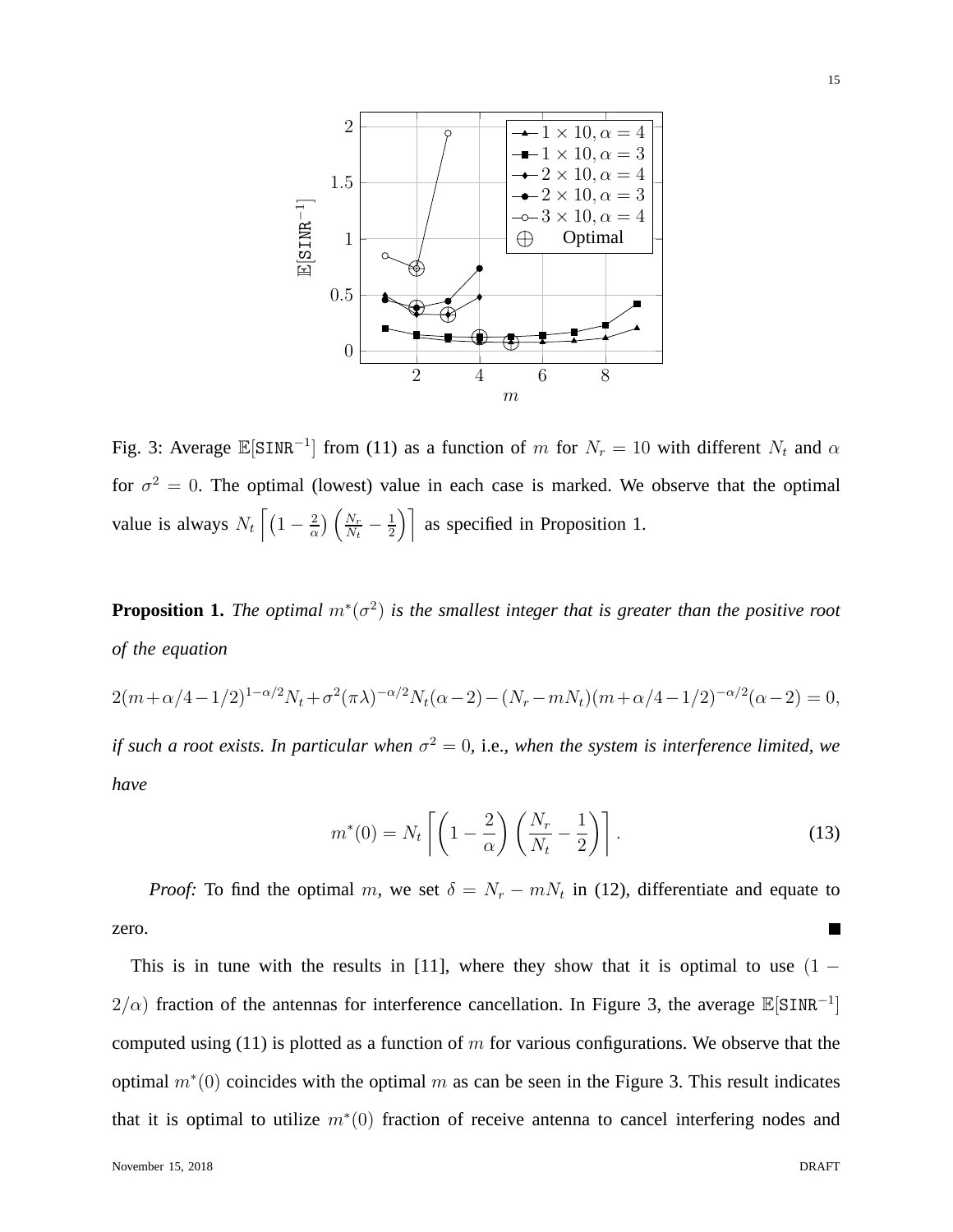Fig. 3: Average $\mathbb{E}[\mathtt{SINR}^{-1}]$ from (11) as a function of $m$ for $N_r = 10$ with different $N_t$ and $\alpha$ for $\sigma^2 = 0$. The optimal (lowest) value in each case is marked. We observe that the optimal value is always $N_t \left\lceil \left(1 - \frac{2}{\alpha}\right)\left(\frac{N_r}{N_t} - \frac{1}{2}\right)\right\rceil$ as specified in Proposition 1.

**Proposition 1.** *The optimal $m^*(\sigma^2)$ is the smallest integer that is greater than the positive root of the equation*

$$2(m+\alpha/4-1/2)^{1-\alpha/2}N_t + \sigma^2(\pi\lambda)^{-\alpha/2}N_t(\alpha-2) - (N_r - mN_t)(m+\alpha/4-1/2)^{-\alpha/2}(\alpha-2) = 0,$$

*if such a root exists. In particular when $\sigma^2 = 0$,* i.e.*, when the system is interference limited, we have*

$$m^*(0) = N_t \left\lceil \left(1 - \frac{2}{\alpha}\right)\left(\frac{N_r}{N_t} - \frac{1}{2}\right)\right\rceil. \tag{13}$$

*Proof:* To find the optimal $m$, we set $\delta = N_r - mN_t$ in (12), differentiate and equate to zero. ∎

This is in tune with the results in [11], where they show that it is optimal to use $(1 - 2/\alpha)$ fraction of the antennas for interference cancellation. In Figure 3, the average $\mathbb{E}[\mathtt{SINR}^{-1}]$ computed using (11) is plotted as a function of $m$ for various configurations. We observe that the optimal $m^*(0)$ coincides with the optimal $m$ as can be seen in the Figure 3. This result indicates that it is optimal to utilize $m^*(0)$ fraction of receive antenna to cancel interfering nodes and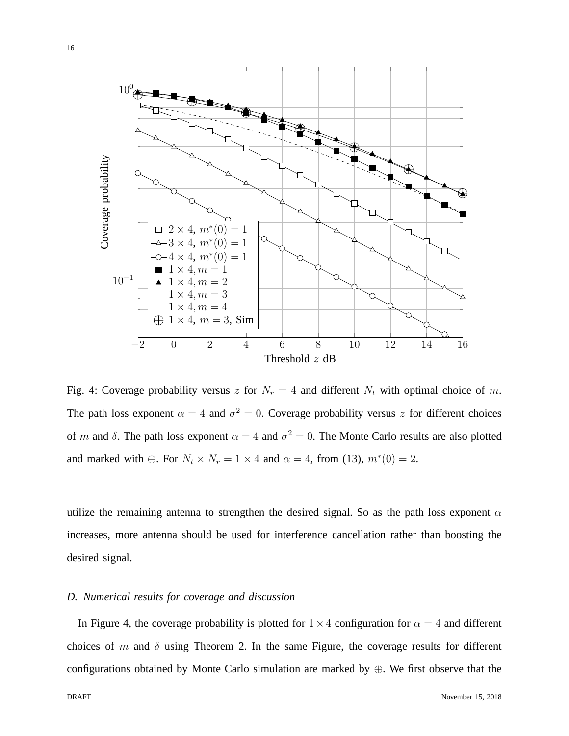Fig. 4: Coverage probability versus $z$ for $N_r = 4$ and different $N_t$ with optimal choice of $m$. The path loss exponent $\alpha = 4$ and $\sigma^2 = 0$. Coverage probability versus $z$ for different choices of $m$ and $\delta$. The path loss exponent $\alpha = 4$ and $\sigma^2 = 0$. The Monte Carlo results are also plotted and marked with $\oplus$. For $N_t \times N_r = 1 \times 4$ and $\alpha = 4$, from (13), $m^*(0) = 2$.

utilize the remaining antenna to strengthen the desired signal. So as the path loss exponent $\alpha$ increases, more antenna should be used for interference cancellation rather than boosting the desired signal.

### *D. Numerical results for coverage and discussion*

In Figure 4, the coverage probability is plotted for $1 \times 4$ configuration for $\alpha = 4$ and different choices of $m$ and $\delta$ using Theorem 2. In the same Figure, the coverage results for different configurations obtained by Monte Carlo simulation are marked by $\oplus$. We first observe that the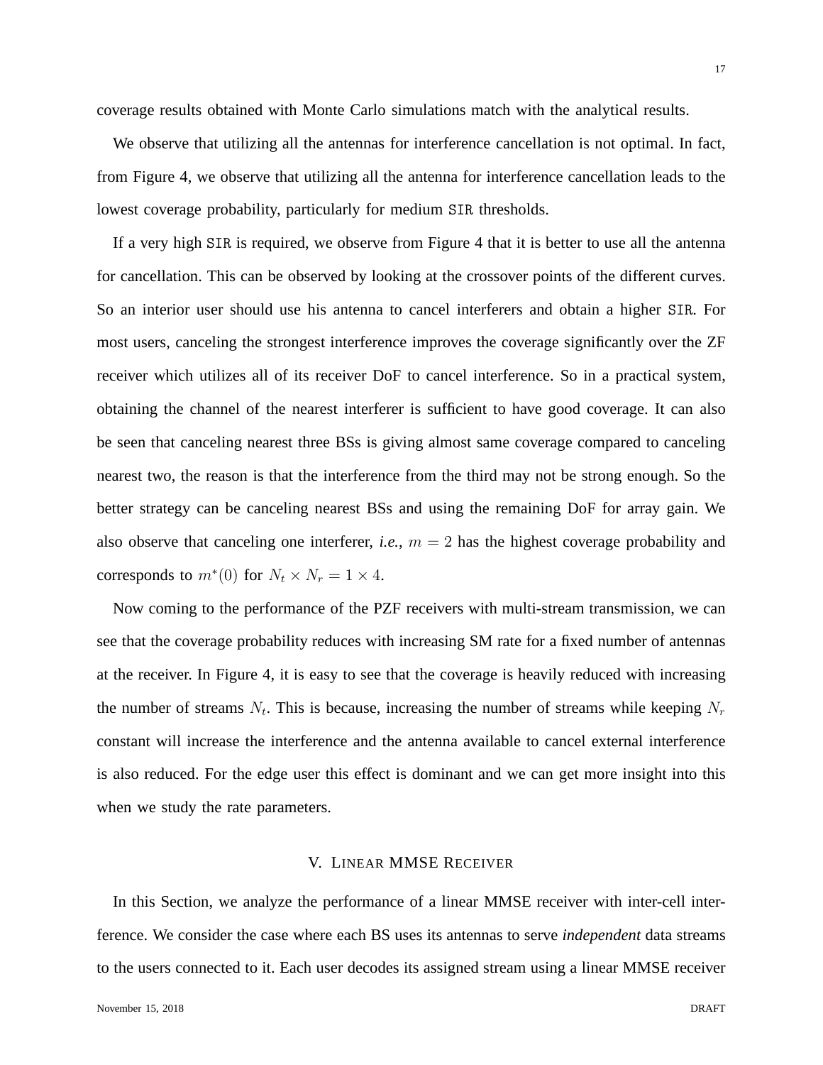coverage results obtained with Monte Carlo simulations match with the analytical results.

We observe that utilizing all the antennas for interference cancellation is not optimal. In fact, from Figure 4, we observe that utilizing all the antenna for interference cancellation leads to the lowest coverage probability, particularly for medium SIR thresholds.

If a very high SIR is required, we observe from Figure 4 that it is better to use all the antenna for cancellation. This can be observed by looking at the crossover points of the different curves. So an interior user should use his antenna to cancel interferers and obtain a higher SIR. For most users, canceling the strongest interference improves the coverage significantly over the ZF receiver which utilizes all of its receiver DoF to cancel interference. So in a practical system, obtaining the channel of the nearest interferer is sufficient to have good coverage. It can also be seen that canceling nearest three BSs is giving almost same coverage compared to canceling nearest two, the reason is that the interference from the third may not be strong enough. So the better strategy can be canceling nearest BSs and using the remaining DoF for array gain. We also observe that canceling one interferer, *i.e.*, $m = 2$ has the highest coverage probability and corresponds to $m^*(0)$ for $N_t \times N_r = 1 \times 4$.

Now coming to the performance of the PZF receivers with multi-stream transmission, we can see that the coverage probability reduces with increasing SM rate for a fixed number of antennas at the receiver. In Figure 4, it is easy to see that the coverage is heavily reduced with increasing the number of streams $N_t$. This is because, increasing the number of streams while keeping $N_r$ constant will increase the interference and the antenna available to cancel external interference is also reduced. For the edge user this effect is dominant and we can get more insight into this when we study the rate parameters.

## V. Linear MMSE Receiver

In this Section, we analyze the performance of a linear MMSE receiver with inter-cell interference. We consider the case where each BS uses its antennas to serve *independent* data streams to the users connected to it. Each user decodes its assigned stream using a linear MMSE receiver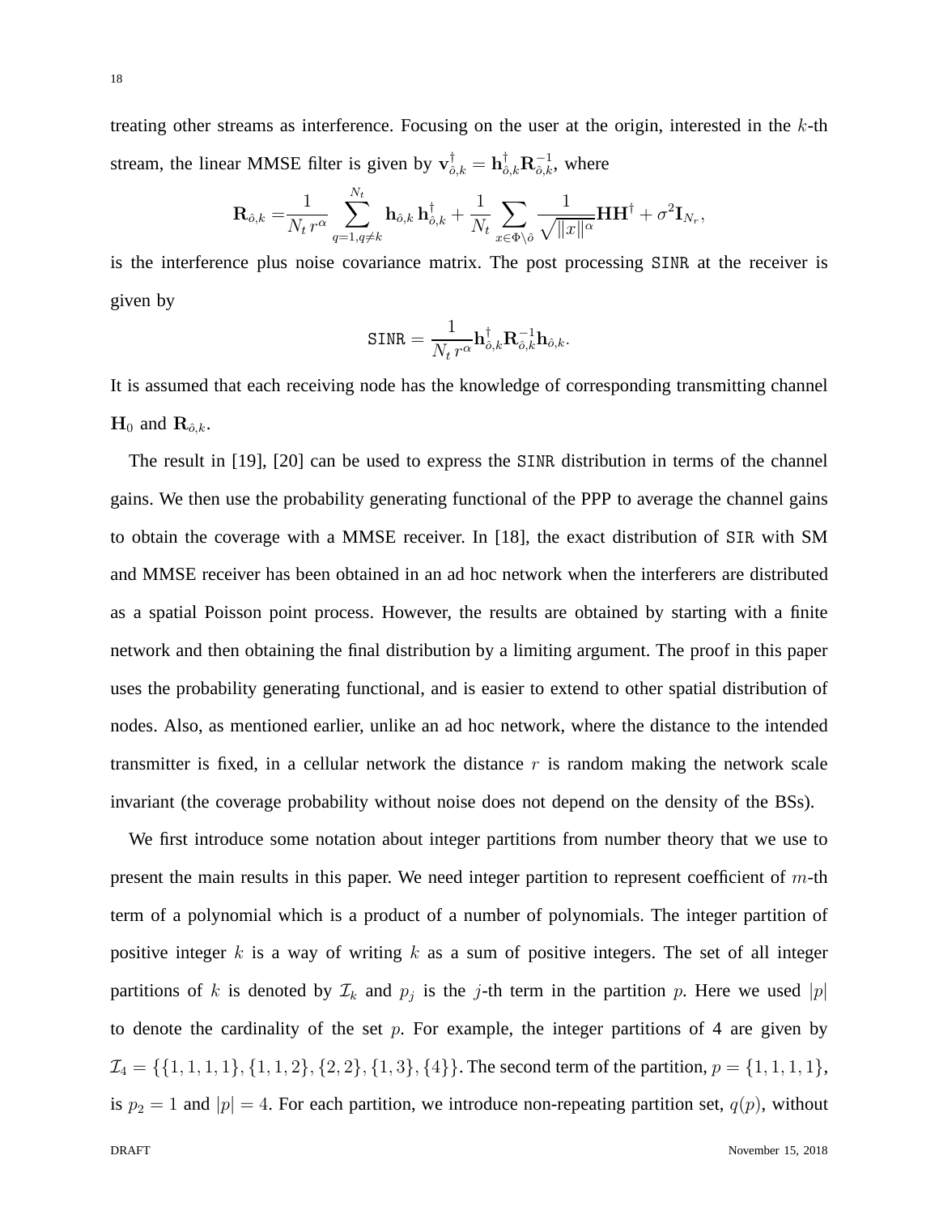treating other streams as interference. Focusing on the user at the origin, interested in the $k$-th stream, the linear MMSE filter is given by $\mathbf{v}_{\hat{o},k}^{\dagger} = \mathbf{h}_{\hat{o},k}^{\dagger}\mathbf{R}_{\hat{o},k}^{-1}$, where

$$\mathbf{R}_{\hat{o},k} = \frac{1}{N_t\, r^{\alpha}} \sum_{q=1, q\neq k}^{N_t} \mathbf{h}_{\hat{o},k}\, \mathbf{h}_{\hat{o},k}^{\dagger} + \frac{1}{N_t} \sum_{x\in\Phi\setminus\hat{o}} \frac{1}{\sqrt{\|x\|^{\alpha}}} \mathbf{H}\mathbf{H}^{\dagger} + \sigma^2 \mathbf{I}_{N_r},$$

is the interference plus noise covariance matrix. The post processing SINR at the receiver is given by

$$\mathtt{SINR} = \frac{1}{N_t\, r^{\alpha}} \mathbf{h}_{\hat{o},k}^{\dagger} \mathbf{R}_{\hat{o},k}^{-1} \mathbf{h}_{\hat{o},k}.$$

It is assumed that each receiving node has the knowledge of corresponding transmitting channel $\mathbf{H}_0$ and $\mathbf{R}_{\hat{o},k}$.

The result in [19], [20] can be used to express the SINR distribution in terms of the channel gains. We then use the probability generating functional of the PPP to average the channel gains to obtain the coverage with a MMSE receiver. In [18], the exact distribution of SIR with SM and MMSE receiver has been obtained in an ad hoc network when the interferers are distributed as a spatial Poisson point process. However, the results are obtained by starting with a finite network and then obtaining the final distribution by a limiting argument. The proof in this paper uses the probability generating functional, and is easier to extend to other spatial distribution of nodes. Also, as mentioned earlier, unlike an ad hoc network, where the distance to the intended transmitter is fixed, in a cellular network the distance $r$ is random making the network scale invariant (the coverage probability without noise does not depend on the density of the BSs).

We first introduce some notation about integer partitions from number theory that we use to present the main results in this paper. We need integer partition to represent coefficient of $m$-th term of a polynomial which is a product of a number of polynomials. The integer partition of positive integer $k$ is a way of writing $k$ as a sum of positive integers. The set of all integer partitions of $k$ is denoted by $\mathcal{I}_k$ and $p_j$ is the $j$-th term in the partition $p$. Here we used $|p|$ to denote the cardinality of the set $p$. For example, the integer partitions of 4 are given by $\mathcal{I}_4 = \{\{1,1,1,1\},\{1,1,2\},\{2,2\},\{1,3\},\{4\}\}$. The second term of the partition, $p = \{1,1,1,1\}$, is $p_2 = 1$ and $|p| = 4$. For each partition, we introduce non-repeating partition set, $q(p)$, without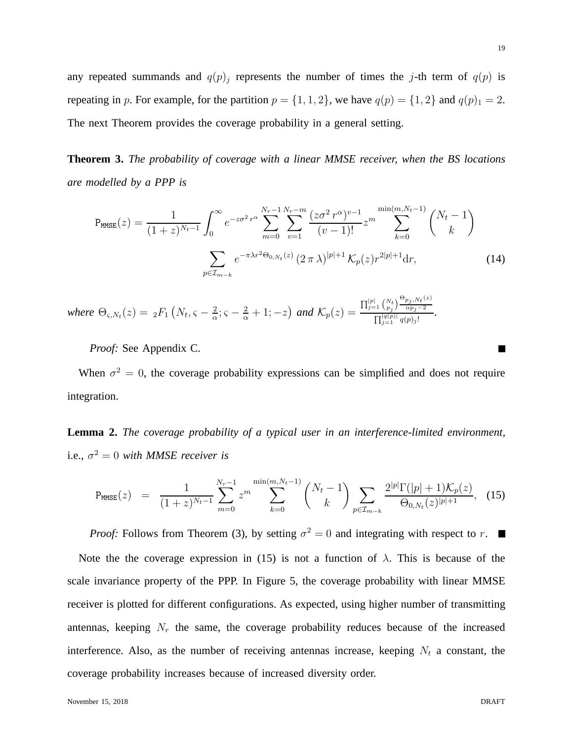any repeated summands and $q(p)_j$ represents the number of times the $j$-th term of $q(p)$ is repeating in $p$. For example, for the partition $p = \{1, 1, 2\}$, we have $q(p) = \{1, 2\}$ and $q(p)_1 = 2$. The next Theorem provides the coverage probability in a general setting.

**Theorem 3.** *The probability of coverage with a linear MMSE receiver, when the BS locations are modelled by a PPP is*

$$\mathtt{P}_{\mathtt{MMSE}}(z) = \frac{1}{(1+z)^{N_t-1}} \int_0^\infty e^{-z\sigma^2 r^\alpha} \sum_{m=0}^{N_r-1} \sum_{v=1}^{N_r-m} \frac{(z\sigma^2 r^\alpha)^{v-1}}{(v-1)!} z^m \sum_{k=0}^{\min(m,N_t-1)} \binom{N_t-1}{k} \sum_{p\in\mathcal{I}_{m-k}} e^{-\pi\lambda r^2 \Theta_{0,N_t}(z)} \left(2\,\pi\,\lambda\right)^{|p|+1} \mathcal{K}_p(z) r^{2|p|+1} \mathrm{d}r, \tag{14}$$

*where* $\Theta_{\varsigma,N_t}(z) = {}_2F_1\left(N_t, \varsigma - \frac{2}{\alpha}; \varsigma - \frac{2}{\alpha} + 1; -z\right)$ *and* $\mathcal{K}_p(z) = \frac{\prod_{j=1}^{|p|} \binom{N_t}{p_j} \frac{\Theta_{p_j,N_t}(z)}{\alpha p_j - 2}}{\prod_{j=1}^{|q(p)|} q(p)_j!}$.

*Proof:* See Appendix C. ■

When $\sigma^2 = 0$, the coverage probability expressions can be simplified and does not require integration.

**Lemma 2.** *The coverage probability of a typical user in an interference-limited environment,* i.e., $\sigma^2 = 0$ *with MMSE receiver is*

$$\mathtt{P}_{\mathtt{MMSE}}(z) \;\; = \;\; \frac{1}{(1+z)^{N_t-1}} \sum_{m=0}^{N_r-1} z^m \sum_{k=0}^{\min(m,N_t-1)} \binom{N_t-1}{k} \sum_{p\in\mathcal{I}_{m-k}} \frac{2^{|p|}\Gamma(|p|+1)\mathcal{K}_p(z)}{\Theta_{0,N_t}(z)^{|p|+1}}, \tag{15}$$

*Proof:* Follows from Theorem (3), by setting $\sigma^2 = 0$ and integrating with respect to $r$. ■

Note the the coverage expression in (15) is not a function of $\lambda$. This is because of the scale invariance property of the PPP. In Figure 5, the coverage probability with linear MMSE receiver is plotted for different configurations. As expected, using higher number of transmitting antennas, keeping $N_r$ the same, the coverage probability reduces because of the increased interference. Also, as the number of receiving antennas increase, keeping $N_t$ a constant, the coverage probability increases because of increased diversity order.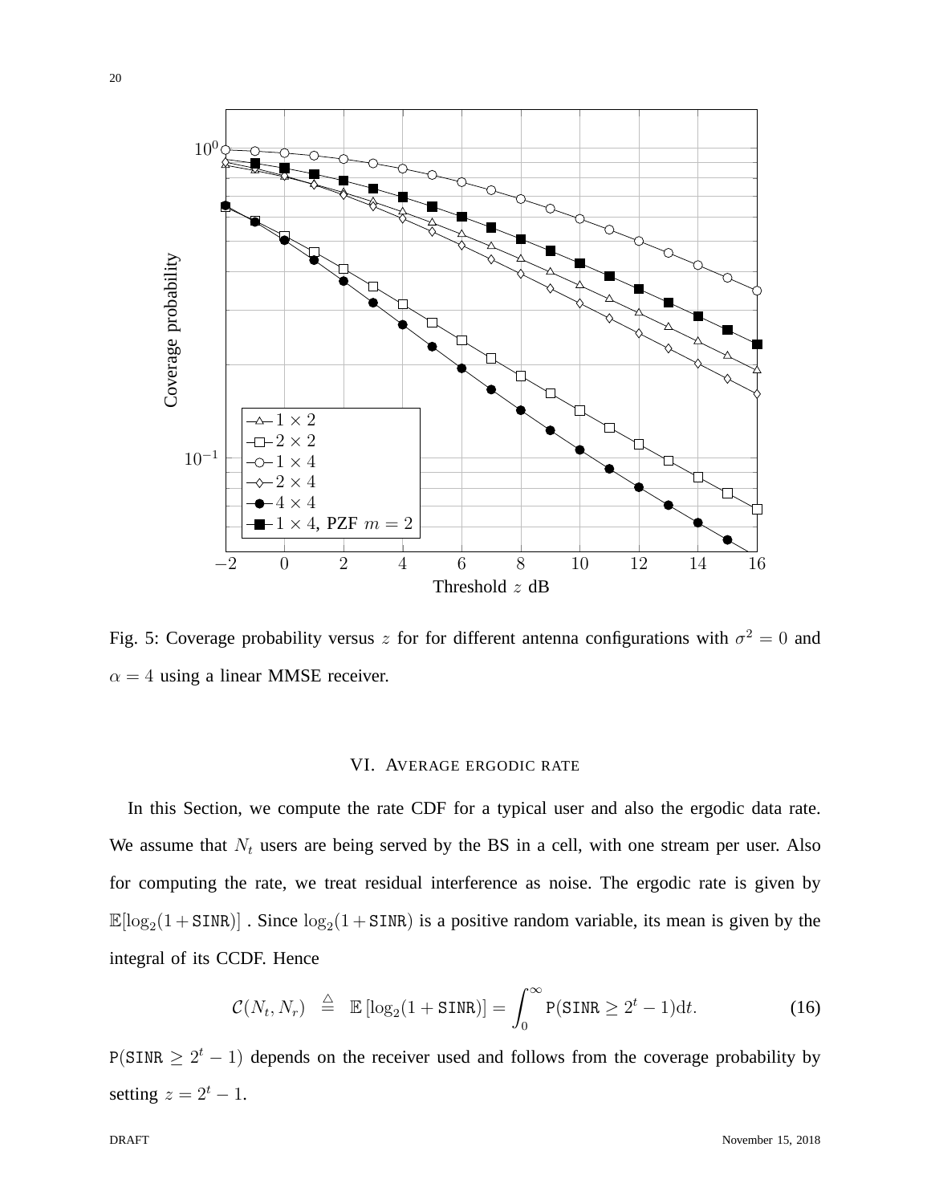Fig. 5: Coverage probability versus $z$ for for different antenna configurations with $\sigma^2 = 0$ and $\alpha = 4$ using a linear MMSE receiver.

## VI. Average ergodic rate

In this Section, we compute the rate CDF for a typical user and also the ergodic data rate. We assume that $N_t$ users are being served by the BS in a cell, with one stream per user. Also for computing the rate, we treat residual interference as noise. The ergodic rate is given by $\mathbb{E}[\log_2(1+\mathtt{SINR})]$ . Since $\log_2(1+\mathtt{SINR})$ is a positive random variable, its mean is given by the integral of its CCDF. Hence

$$\mathcal{C}(N_t, N_r) \stackrel{\triangle}{=} \mathbb{E}\left[\log_2(1+\mathtt{SINR})\right] = \int_0^\infty \mathtt{P}(\mathtt{SINR} \geq 2^t - 1)\mathrm{d}t. \tag{16}$$

$\mathtt{P}(\mathtt{SINR} \geq 2^t - 1)$ depends on the receiver used and follows from the coverage probability by setting $z = 2^t - 1$.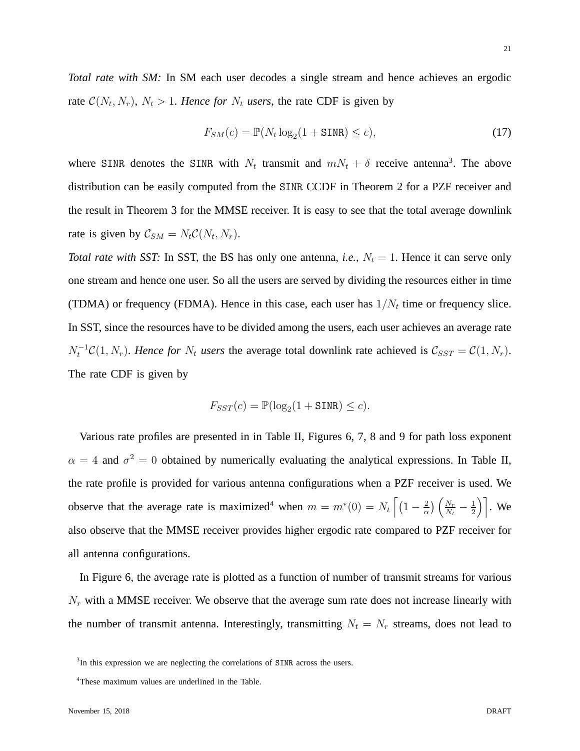*Total rate with SM:* In SM each user decodes a single stream and hence achieves an ergodic rate $\mathcal{C}(N_t, N_r)$, $N_t > 1$. *Hence for $N_t$ users*, the rate CDF is given by

$$F_{SM}(c) = \mathbb{P}(N_t \log_2(1 + \texttt{SINR}) \leq c), \tag{17}$$

where SINR denotes the SINR with $N_t$ transmit and $mN_t + \delta$ receive antenna[3]. The above distribution can be easily computed from the SINR CCDF in Theorem 2 for a PZF receiver and the result in Theorem 3 for the MMSE receiver. It is easy to see that the total average downlink rate is given by $\mathcal{C}_{SM} = N_t \mathcal{C}(N_t, N_r)$.

*Total rate with SST:* In SST, the BS has only one antenna, *i.e.*, $N_t = 1$. Hence it can serve only one stream and hence one user. So all the users are served by dividing the resources either in time (TDMA) or frequency (FDMA). Hence in this case, each user has $1/N_t$ time or frequency slice. In SST, since the resources have to be divided among the users, each user achieves an average rate $N_t^{-1}\mathcal{C}(1, N_r)$. *Hence for $N_t$ users* the average total downlink rate achieved is $\mathcal{C}_{SST} = \mathcal{C}(1, N_r)$. The rate CDF is given by

$$F_{SST}(c) = \mathbb{P}(\log_2(1 + \texttt{SINR}) \leq c).$$

Various rate profiles are presented in in Table II, Figures 6, 7, 8 and 9 for path loss exponent $\alpha = 4$ and $\sigma^2 = 0$ obtained by numerically evaluating the analytical expressions. In Table II, the rate profile is provided for various antenna configurations when a PZF receiver is used. We observe that the average rate is maximized[4] when $m = m^*(0) = N_t \left\lceil \left(1 - \frac{2}{\alpha}\right)\left(\frac{N_r}{N_t} - \frac{1}{2}\right)\right\rceil$. We also observe that the MMSE receiver provides higher ergodic rate compared to PZF receiver for all antenna configurations.

In Figure 6, the average rate is plotted as a function of number of transmit streams for various $N_r$ with a MMSE receiver. We observe that the average sum rate does not increase linearly with the number of transmit antenna. Interestingly, transmitting $N_t = N_r$ streams, does not lead to

[3]In this expression we are neglecting the correlations of SINR across the users.

[4]These maximum values are underlined in the Table.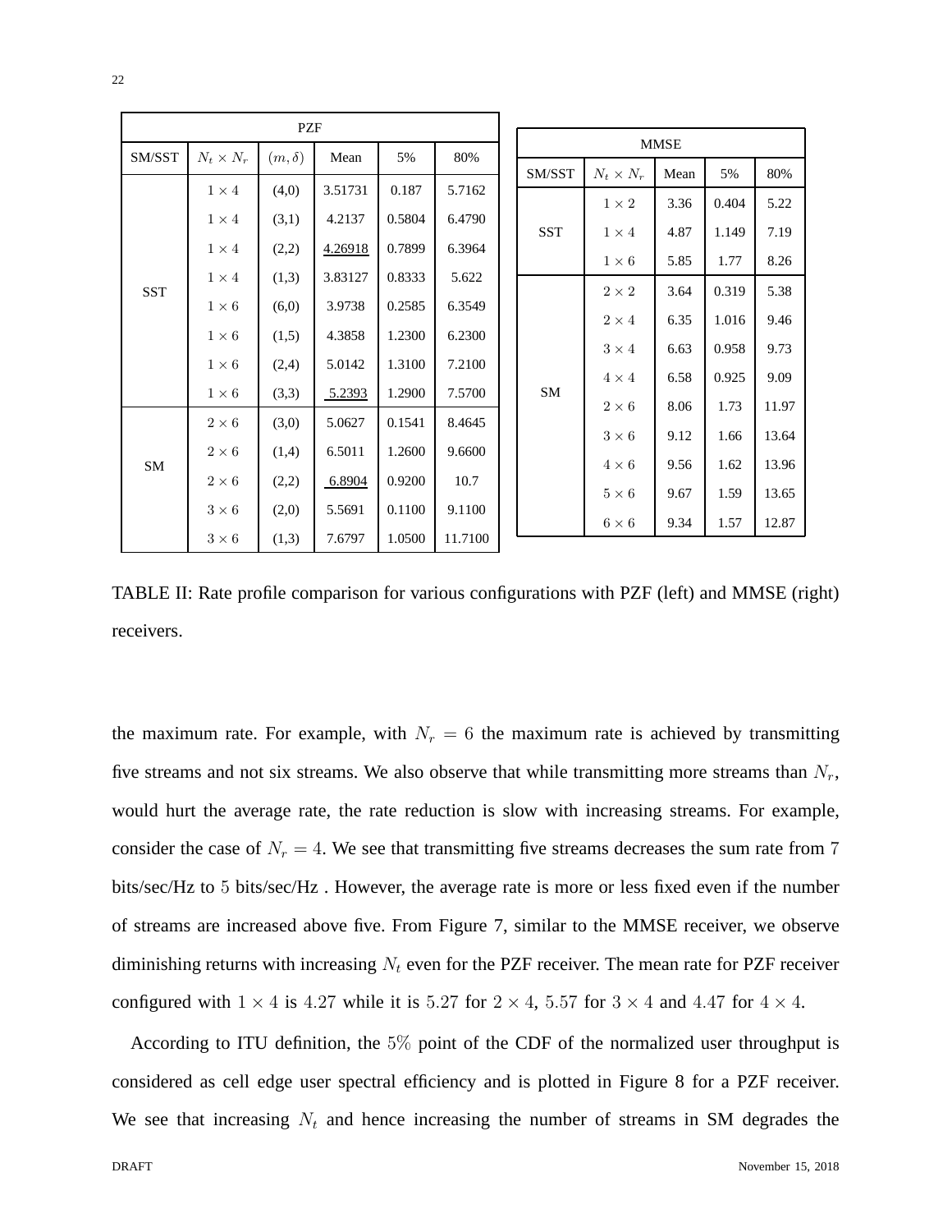| PZF | | | | | |
|---|---|---|---|---|---|
| SM/SST | $N_t \times N_r$ | $(m, \delta)$ | Mean | 5% | 80% |
| SST | $1 \times 4$ | (4,0) | 3.51731 | 0.187 | 5.7162 |
| | $1 \times 4$ | (3,1) | 4.2137 | 0.5804 | 6.4790 |
| | $1 \times 4$ | (2,2) | <u>4.26918</u> | 0.7899 | 6.3964 |
| | $1 \times 4$ | (1,3) | 3.83127 | 0.8333 | 5.622 |
| | $1 \times 6$ | (6,0) | 3.9738 | 0.2585 | 6.3549 |
| | $1 \times 6$ | (1,5) | 4.3858 | 1.2300 | 6.2300 |
| | $1 \times 6$ | (2,4) | 5.0142 | 1.3100 | 7.2100 |
| | $1 \times 6$ | (3,3) | <u>5.2393</u> | 1.2900 | 7.5700 |
| SM | $2 \times 6$ | (3,0) | 5.0627 | 0.1541 | 8.4645 |
| | $2 \times 6$ | (1,4) | 6.5011 | 1.2600 | 9.6600 |
| | $2 \times 6$ | (2,2) | <u>6.8904</u> | 0.9200 | 10.7 |
| | $3 \times 6$ | (2,0) | 5.5691 | 0.1100 | 9.1100 |
| | $3 \times 6$ | (1,3) | 7.6797 | 1.0500 | 11.7100 |

| MMSE | | | | |
|---|---|---|---|---|
| SM/SST | $N_t \times N_r$ | Mean | 5% | 80% |
| SST | $1 \times 2$ | 3.36 | 0.404 | 5.22 |
| | $1 \times 4$ | 4.87 | 1.149 | 7.19 |
| | $1 \times 6$ | 5.85 | 1.77 | 8.26 |
| SM | $2 \times 2$ | 3.64 | 0.319 | 5.38 |
| | $2 \times 4$ | 6.35 | 1.016 | 9.46 |
| | $3 \times 4$ | 6.63 | 0.958 | 9.73 |
| | $4 \times 4$ | 6.58 | 0.925 | 9.09 |
| | $2 \times 6$ | 8.06 | 1.73 | 11.97 |
| | $3 \times 6$ | 9.12 | 1.66 | 13.64 |
| | $4 \times 6$ | 9.56 | 1.62 | 13.96 |
| | $5 \times 6$ | 9.67 | 1.59 | 13.65 |
| | $6 \times 6$ | 9.34 | 1.57 | 12.87 |

TABLE II: Rate profile comparison for various configurations with PZF (left) and MMSE (right) receivers.

the maximum rate. For example, with $N_r = 6$ the maximum rate is achieved by transmitting five streams and not six streams. We also observe that while transmitting more streams than $N_r$, would hurt the average rate, the rate reduction is slow with increasing streams. For example, consider the case of $N_r = 4$. We see that transmitting five streams decreases the sum rate from $7$ bits/sec/Hz to $5$ bits/sec/Hz . However, the average rate is more or less fixed even if the number of streams are increased above five. From Figure 7, similar to the MMSE receiver, we observe diminishing returns with increasing $N_t$ even for the PZF receiver. The mean rate for PZF receiver configured with $1 \times 4$ is $4.27$ while it is $5.27$ for $2 \times 4$, $5.57$ for $3 \times 4$ and $4.47$ for $4 \times 4$.

According to ITU definition, the $5\%$ point of the CDF of the normalized user throughput is considered as cell edge user spectral efficiency and is plotted in Figure 8 for a PZF receiver. We see that increasing $N_t$ and hence increasing the number of streams in SM degrades the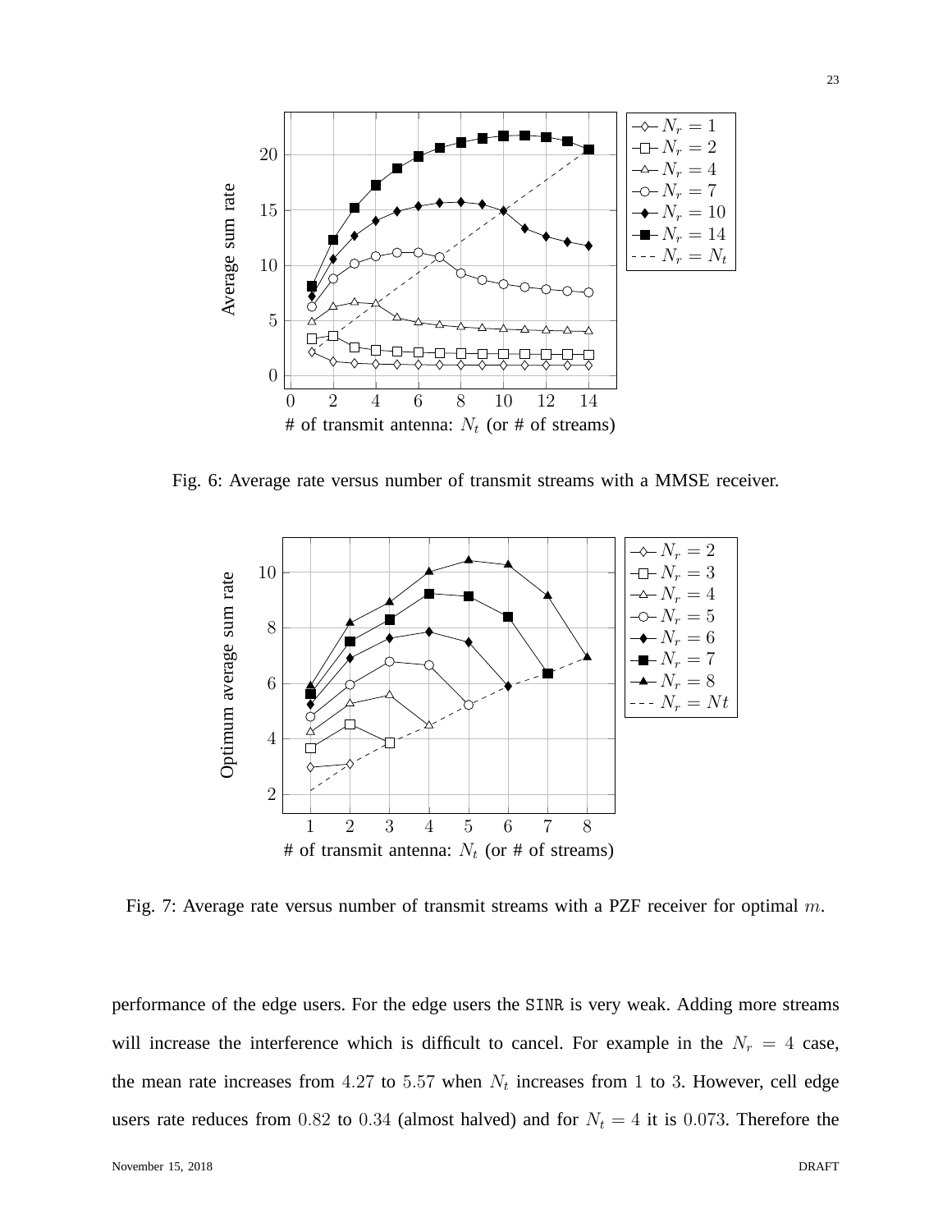Fig. 6: Average rate versus number of transmit streams with a MMSE receiver.

Fig. 7: Average rate versus number of transmit streams with a PZF receiver for optimal $m$.

performance of the edge users. For the edge users the SINR is very weak. Adding more streams will increase the interference which is difficult to cancel. For example in the $N_r = 4$ case, the mean rate increases from $4.27$ to $5.57$ when $N_t$ increases from $1$ to $3$. However, cell edge users rate reduces from $0.82$ to $0.34$ (almost halved) and for $N_t = 4$ it is $0.073$. Therefore the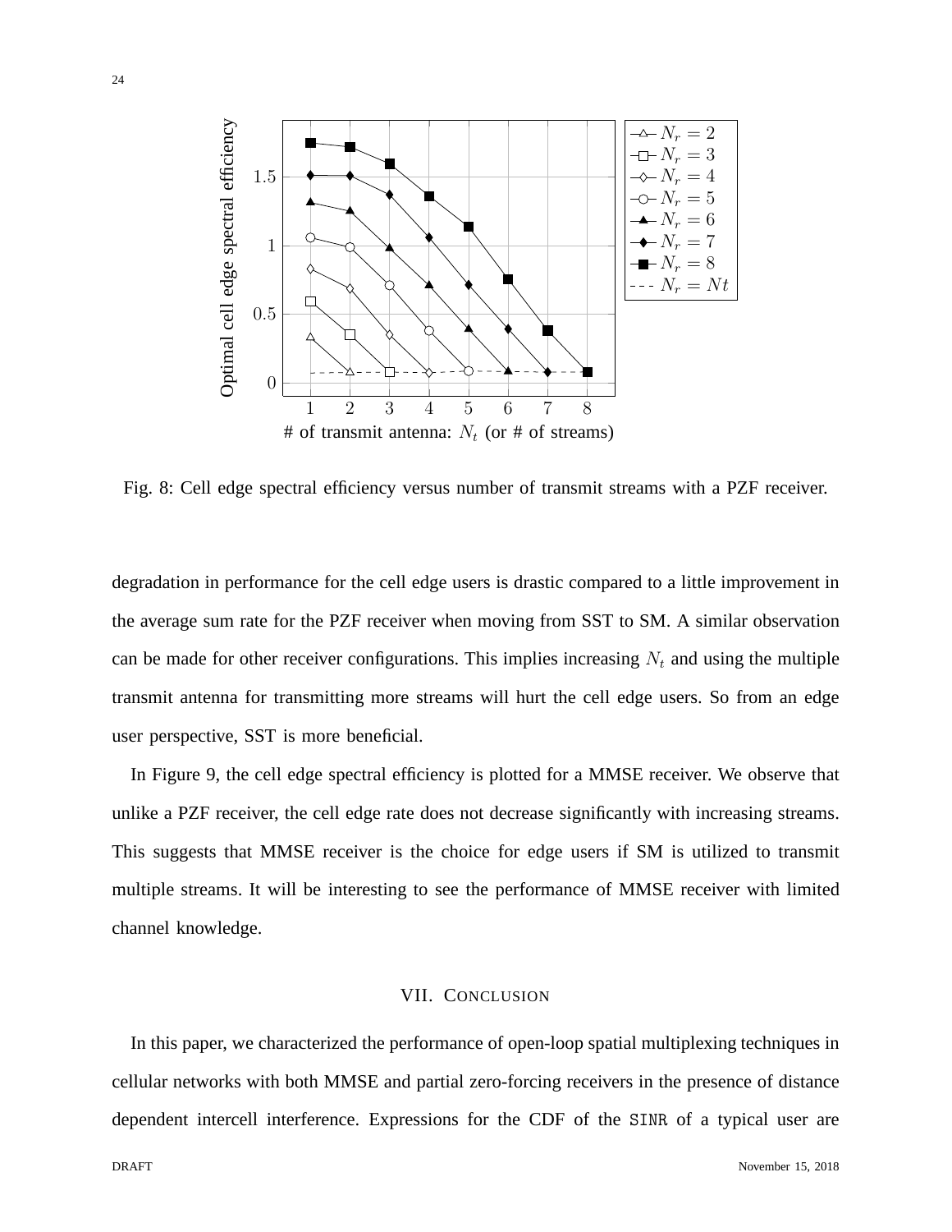Fig. 8: Cell edge spectral efficiency versus number of transmit streams with a PZF receiver.

degradation in performance for the cell edge users is drastic compared to a little improvement in the average sum rate for the PZF receiver when moving from SST to SM. A similar observation can be made for other receiver configurations. This implies increasing $N_t$ and using the multiple transmit antenna for transmitting more streams will hurt the cell edge users. So from an edge user perspective, SST is more beneficial.

In Figure 9, the cell edge spectral efficiency is plotted for a MMSE receiver. We observe that unlike a PZF receiver, the cell edge rate does not decrease significantly with increasing streams. This suggests that MMSE receiver is the choice for edge users if SM is utilized to transmit multiple streams. It will be interesting to see the performance of MMSE receiver with limited channel knowledge.

## VII. Conclusion

In this paper, we characterized the performance of open-loop spatial multiplexing techniques in cellular networks with both MMSE and partial zero-forcing receivers in the presence of distance dependent intercell interference. Expressions for the CDF of the $\mathtt{SINR}$ of a typical user are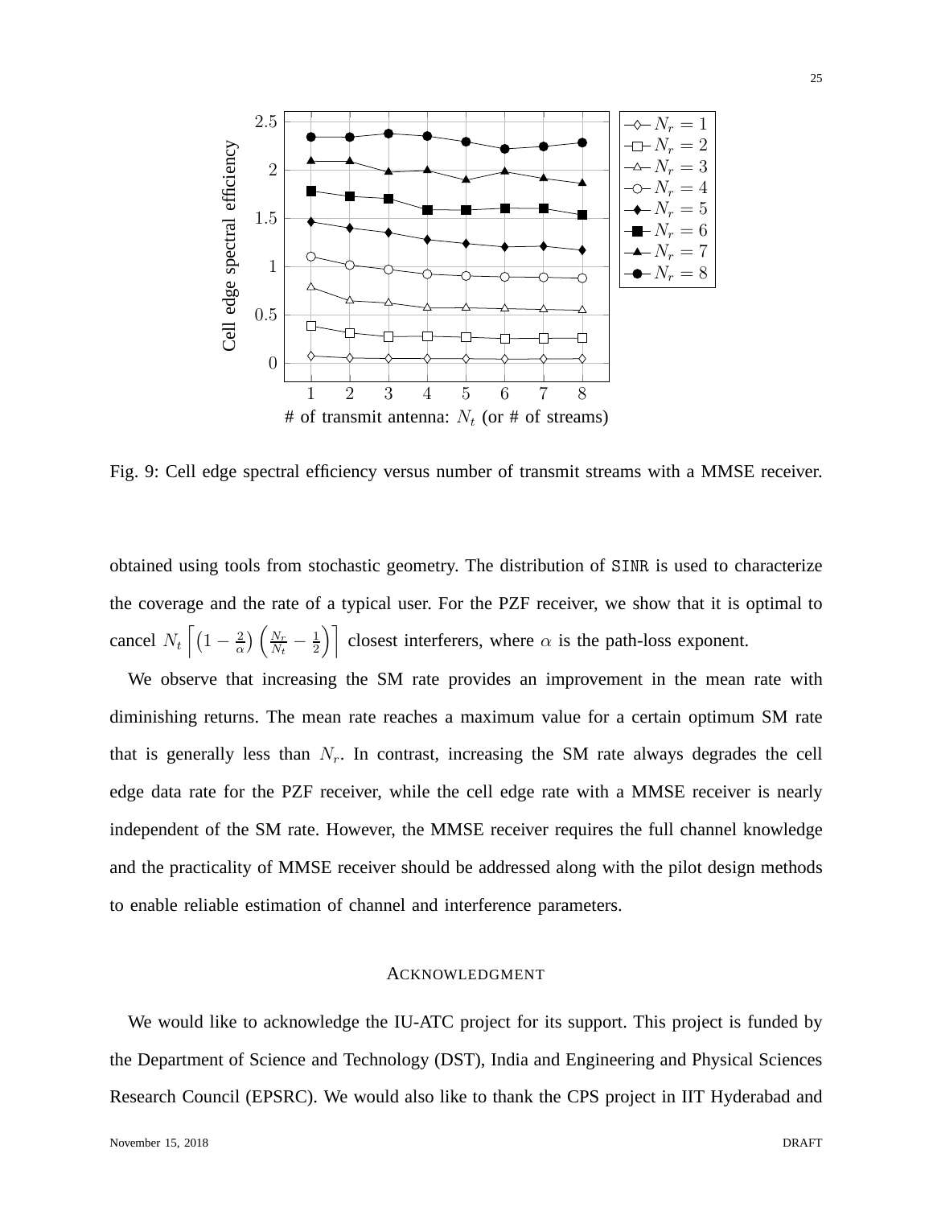Fig. 9: Cell edge spectral efficiency versus number of transmit streams with a MMSE receiver.

obtained using tools from stochastic geometry. The distribution of SINR is used to characterize the coverage and the rate of a typical user. For the PZF receiver, we show that it is optimal to cancel $N_t \left\lceil \left(1 - \frac{2}{\alpha}\right)\left(\frac{N_r}{N_t} - \frac{1}{2}\right) \right\rceil$ closest interferers, where $\alpha$ is the path-loss exponent.

We observe that increasing the SM rate provides an improvement in the mean rate with diminishing returns. The mean rate reaches a maximum value for a certain optimum SM rate that is generally less than $N_r$. In contrast, increasing the SM rate always degrades the cell edge data rate for the PZF receiver, while the cell edge rate with a MMSE receiver is nearly independent of the SM rate. However, the MMSE receiver requires the full channel knowledge and the practicality of MMSE receiver should be addressed along with the pilot design methods to enable reliable estimation of channel and interference parameters.

## ACKNOWLEDGMENT

We would like to acknowledge the IU-ATC project for its support. This project is funded by the Department of Science and Technology (DST), India and Engineering and Physical Sciences Research Council (EPSRC). We would also like to thank the CPS project in IIT Hyderabad and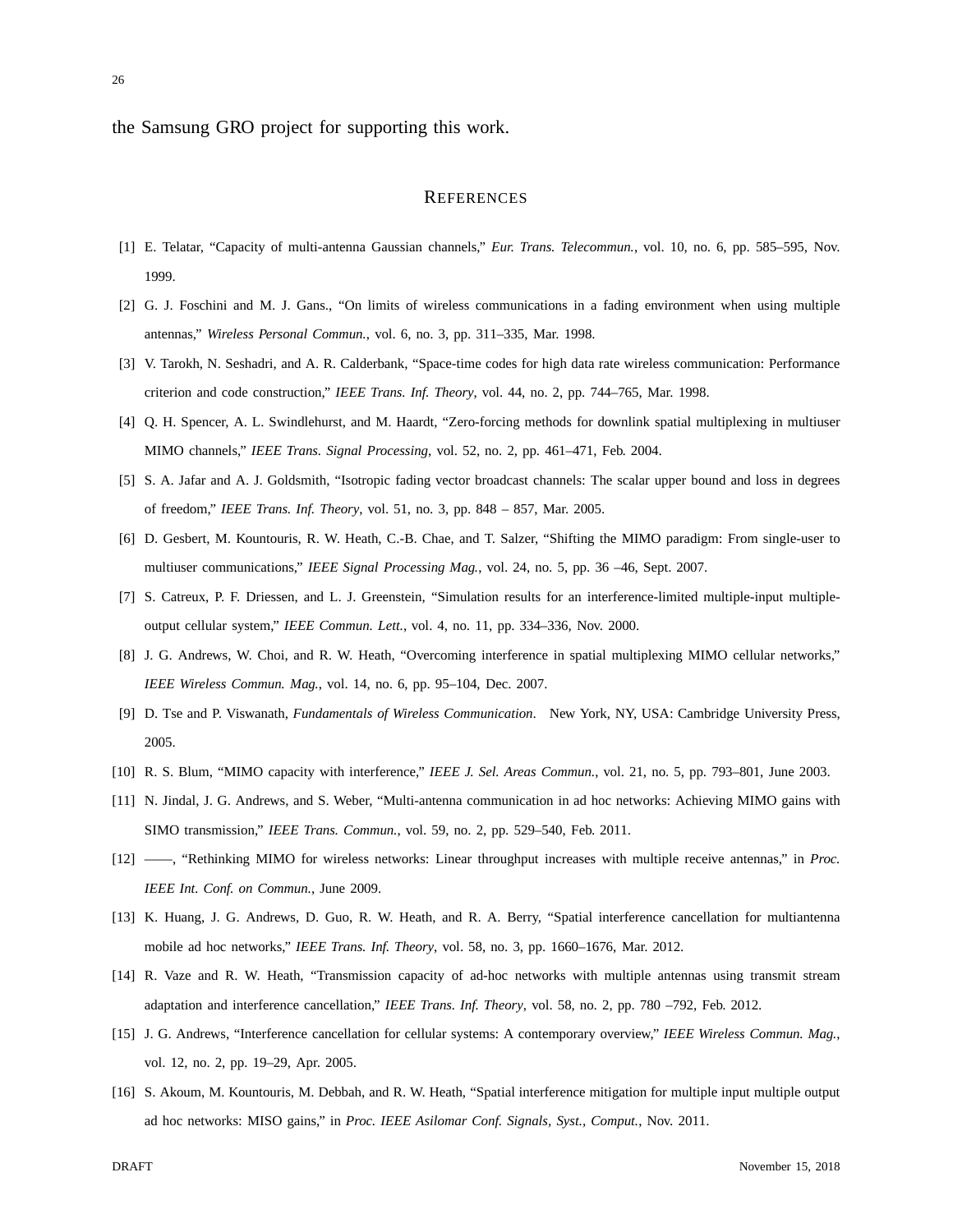the Samsung GRO project for supporting this work.

## REFERENCES

[1] E. Telatar, "Capacity of multi-antenna Gaussian channels," *Eur. Trans. Telecommun.*, vol. 10, no. 6, pp. 585–595, Nov. 1999.

[2] G. J. Foschini and M. J. Gans., "On limits of wireless communications in a fading environment when using multiple antennas," *Wireless Personal Commun.*, vol. 6, no. 3, pp. 311–335, Mar. 1998.

[3] V. Tarokh, N. Seshadri, and A. R. Calderbank, "Space-time codes for high data rate wireless communication: Performance criterion and code construction," *IEEE Trans. Inf. Theory*, vol. 44, no. 2, pp. 744–765, Mar. 1998.

[4] Q. H. Spencer, A. L. Swindlehurst, and M. Haardt, "Zero-forcing methods for downlink spatial multiplexing in multiuser MIMO channels," *IEEE Trans. Signal Processing*, vol. 52, no. 2, pp. 461–471, Feb. 2004.

[5] S. A. Jafar and A. J. Goldsmith, "Isotropic fading vector broadcast channels: The scalar upper bound and loss in degrees of freedom," *IEEE Trans. Inf. Theory*, vol. 51, no. 3, pp. 848 – 857, Mar. 2005.

[6] D. Gesbert, M. Kountouris, R. W. Heath, C.-B. Chae, and T. Salzer, "Shifting the MIMO paradigm: From single-user to multiuser communications," *IEEE Signal Processing Mag.*, vol. 24, no. 5, pp. 36 –46, Sept. 2007.

[7] S. Catreux, P. F. Driessen, and L. J. Greenstein, "Simulation results for an interference-limited multiple-input multiple-output cellular system," *IEEE Commun. Lett.*, vol. 4, no. 11, pp. 334–336, Nov. 2000.

[8] J. G. Andrews, W. Choi, and R. W. Heath, "Overcoming interference in spatial multiplexing MIMO cellular networks," *IEEE Wireless Commun. Mag.*, vol. 14, no. 6, pp. 95–104, Dec. 2007.

[9] D. Tse and P. Viswanath, *Fundamentals of Wireless Communication*. New York, NY, USA: Cambridge University Press, 2005.

[10] R. S. Blum, "MIMO capacity with interference," *IEEE J. Sel. Areas Commun.*, vol. 21, no. 5, pp. 793–801, June 2003.

[11] N. Jindal, J. G. Andrews, and S. Weber, "Multi-antenna communication in ad hoc networks: Achieving MIMO gains with SIMO transmission," *IEEE Trans. Commun.*, vol. 59, no. 2, pp. 529–540, Feb. 2011.

[12] ——, "Rethinking MIMO for wireless networks: Linear throughput increases with multiple receive antennas," in *Proc. IEEE Int. Conf. on Commun.*, June 2009.

[13] K. Huang, J. G. Andrews, D. Guo, R. W. Heath, and R. A. Berry, "Spatial interference cancellation for multiantenna mobile ad hoc networks," *IEEE Trans. Inf. Theory*, vol. 58, no. 3, pp. 1660–1676, Mar. 2012.

[14] R. Vaze and R. W. Heath, "Transmission capacity of ad-hoc networks with multiple antennas using transmit stream adaptation and interference cancellation," *IEEE Trans. Inf. Theory*, vol. 58, no. 2, pp. 780 –792, Feb. 2012.

[15] J. G. Andrews, "Interference cancellation for cellular systems: A contemporary overview," *IEEE Wireless Commun. Mag.*, vol. 12, no. 2, pp. 19–29, Apr. 2005.

[16] S. Akoum, M. Kountouris, M. Debbah, and R. W. Heath, "Spatial interference mitigation for multiple input multiple output ad hoc networks: MISO gains," in *Proc. IEEE Asilomar Conf. Signals, Syst., Comput.*, Nov. 2011.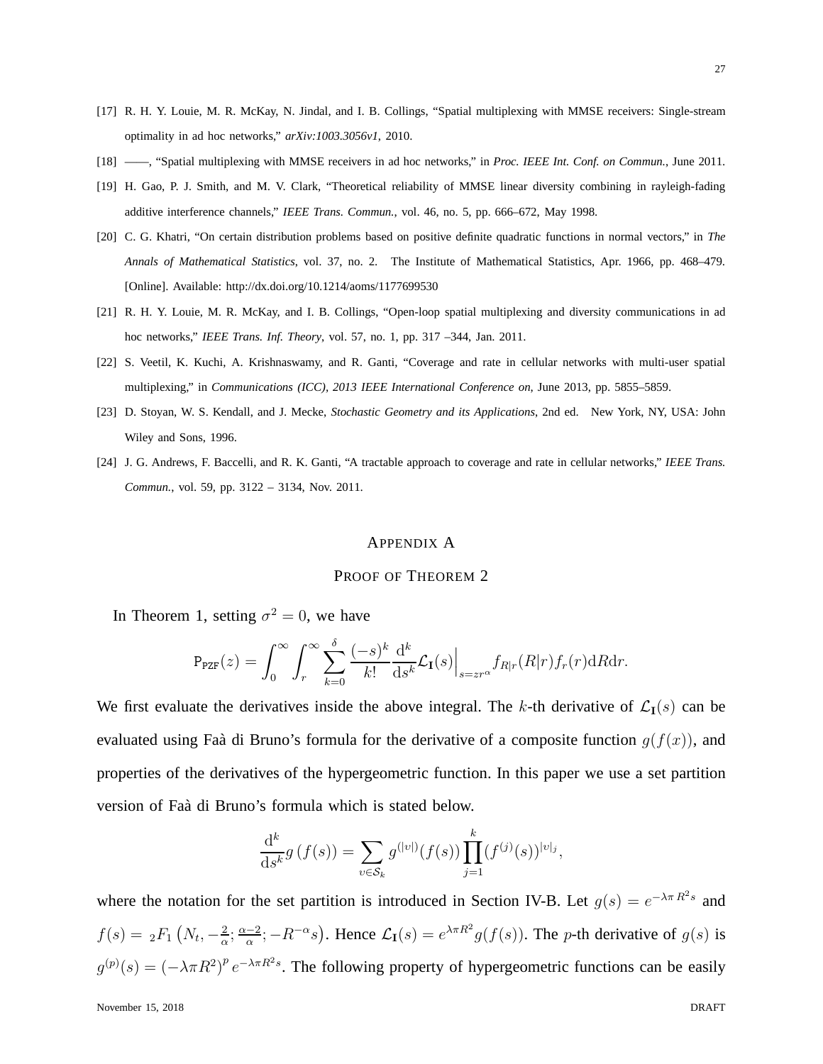[17] R. H. Y. Louie, M. R. McKay, N. Jindal, and I. B. Collings, "Spatial multiplexing with MMSE receivers: Single-stream optimality in ad hoc networks," *arXiv:1003.3056v1*, 2010.

[18] ——, "Spatial multiplexing with MMSE receivers in ad hoc networks," in *Proc. IEEE Int. Conf. on Commun.*, June 2011.

[19] H. Gao, P. J. Smith, and M. V. Clark, "Theoretical reliability of MMSE linear diversity combining in rayleigh-fading additive interference channels," *IEEE Trans. Commun.*, vol. 46, no. 5, pp. 666–672, May 1998.

[20] C. G. Khatri, "On certain distribution problems based on positive definite quadratic functions in normal vectors," in *The Annals of Mathematical Statistics*, vol. 37, no. 2. The Institute of Mathematical Statistics, Apr. 1966, pp. 468–479. [Online]. Available: http://dx.doi.org/10.1214/aoms/1177699530

[21] R. H. Y. Louie, M. R. McKay, and I. B. Collings, "Open-loop spatial multiplexing and diversity communications in ad hoc networks," *IEEE Trans. Inf. Theory*, vol. 57, no. 1, pp. 317 –344, Jan. 2011.

[22] S. Veetil, K. Kuchi, A. Krishnaswamy, and R. Ganti, "Coverage and rate in cellular networks with multi-user spatial multiplexing," in *Communications (ICC), 2013 IEEE International Conference on*, June 2013, pp. 5855–5859.

[23] D. Stoyan, W. S. Kendall, and J. Mecke, *Stochastic Geometry and its Applications*, 2nd ed. New York, NY, USA: John Wiley and Sons, 1996.

[24] J. G. Andrews, F. Baccelli, and R. K. Ganti, "A tractable approach to coverage and rate in cellular networks," *IEEE Trans. Commun.*, vol. 59, pp. 3122 – 3134, Nov. 2011.

# Appendix A

## Proof of Theorem 2

In Theorem 1, setting $\sigma^2 = 0$, we have

$$\mathtt{P}_{\mathtt{PZF}}(z) = \int_0^\infty \int_r^\infty \sum_{k=0}^{\delta} \frac{(-s)^k}{k!} \frac{\mathrm{d}^k}{\mathrm{d}s^k} \mathcal{L}_{\mathbf{I}}(s)\Big|_{s=zr^\alpha} f_{R|r}(R|r) f_r(r) \mathrm{d}R \mathrm{d}r.$$

We first evaluate the derivatives inside the above integral. The $k$-th derivative of $\mathcal{L}_{\mathbf{I}}(s)$ can be evaluated using Faà di Bruno's formula for the derivative of a composite function $g(f(x))$, and properties of the derivatives of the hypergeometric function. In this paper we use a set partition version of Faà di Bruno's formula which is stated below.

$$\frac{\mathrm{d}^k}{\mathrm{d}s^k} g\left(f(s)\right) = \sum_{\upsilon \in \mathcal{S}_k} g^{(|\upsilon|)}(f(s)) \prod_{j=1}^{k} (f^{(j)}(s))^{|\upsilon|_j},$$

where the notation for the set partition is introduced in Section IV-B. Let $g(s) = e^{-\lambda\pi R^2 s}$ and $f(s) = {}_2F_1\left(N_t, -\frac{2}{\alpha}; \frac{\alpha-2}{\alpha}; -R^{-\alpha}s\right)$. Hence $\mathcal{L}_{\mathbf{I}}(s) = e^{\lambda\pi R^2} g(f(s))$. The $p$-th derivative of $g(s)$ is $g^{(p)}(s) = \left(-\lambda\pi R^2\right)^p e^{-\lambda\pi R^2 s}$. The following property of hypergeometric functions can be easily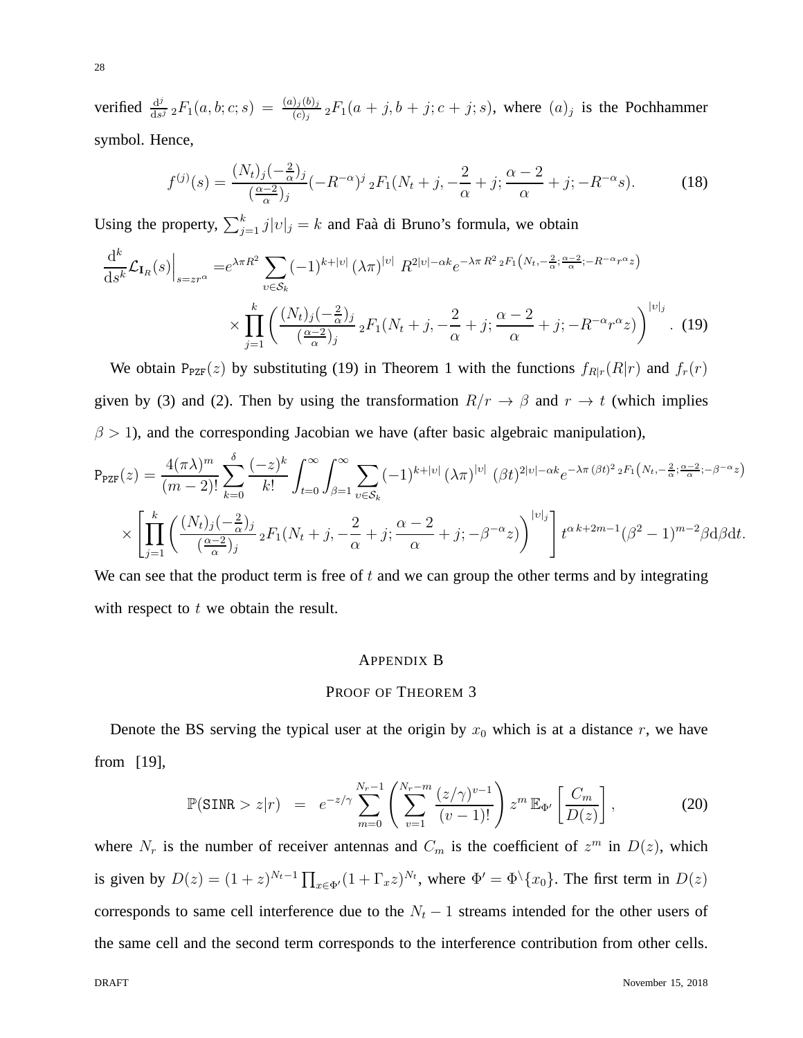verified $\frac{\mathrm{d}^j}{\mathrm{d}s^j}\,{}_2F_1(a,b;c;s) = \frac{(a)_j(b)_j}{(c)_j}\,{}_2F_1(a+j,b+j;c+j;s)$, where $(a)_j$ is the Pochhammer symbol. Hence,

$$f^{(j)}(s) = \frac{(N_t)_j(-\frac{2}{\alpha})_j}{(\frac{\alpha-2}{\alpha})_j}(-R^{-\alpha})^j\,{}_2F_1(N_t+j,-\frac{2}{\alpha}+j;\frac{\alpha-2}{\alpha}+j;-R^{-\alpha}s). \tag{18}$$

Using the property, $\sum_{j=1}^{k} j|\upsilon|_j = k$ and Faà di Bruno's formula, we obtain

$$\begin{aligned}\frac{\mathrm{d}^k}{\mathrm{d}s^k}\mathcal{L}_{\mathbf{I}_R}(s)\Big|_{s=zr^\alpha} =& e^{\lambda\pi R^2}\sum_{\upsilon\in\mathcal{S}_k}(-1)^{k+|\upsilon|}\,(\lambda\pi)^{|\upsilon|}\;R^{2|\upsilon|-\alpha k}e^{-\lambda\pi R^2\,{}_2F_1\left(N_t,-\frac{2}{\alpha};\frac{\alpha-2}{\alpha};-R^{-\alpha}r^\alpha z\right)}\\ &\times\prod_{j=1}^{k}\left(\frac{(N_t)_j(-\frac{2}{\alpha})_j}{(\frac{\alpha-2}{\alpha})_j}\,{}_2F_1(N_t+j,-\frac{2}{\alpha}+j;\frac{\alpha-2}{\alpha}+j;-R^{-\alpha}r^\alpha z)\right)^{|\upsilon|_j}. \end{aligned}\tag{19}$$

We obtain $\mathtt{P}_{\mathtt{PZF}}(z)$ by substituting (19) in Theorem 1 with the functions $f_{R|r}(R|r)$ and $f_r(r)$ given by (3) and (2). Then by using the transformation $R/r \to \beta$ and $r \to t$ (which implies $\beta > 1$), and the corresponding Jacobian we have (after basic algebraic manipulation),

$$\begin{aligned}\mathtt{P}_{\mathtt{PZF}}(z) =& \frac{4(\pi\lambda)^m}{(m-2)!}\sum_{k=0}^{\delta}\frac{(-z)^k}{k!}\int_{t=0}^{\infty}\int_{\beta=1}^{\infty}\sum_{\upsilon\in\mathcal{S}_k}(-1)^{k+|\upsilon|}\,(\lambda\pi)^{|\upsilon|}\;(\beta t)^{2|\upsilon|-\alpha k}e^{-\lambda\pi(\beta t)^2\,{}_2F_1\left(N_t,-\frac{2}{\alpha};\frac{\alpha-2}{\alpha};-\beta^{-\alpha}z\right)}\\ &\times\left[\prod_{j=1}^{k}\left(\frac{(N_t)_j(-\frac{2}{\alpha})_j}{(\frac{\alpha-2}{\alpha})_j}\,{}_2F_1(N_t+j,-\frac{2}{\alpha}+j;\frac{\alpha-2}{\alpha}+j;-\beta^{-\alpha}z)\right)^{|\upsilon|_j}\right]t^{\alpha k+2m-1}(\beta^2-1)^{m-2}\beta\,\mathrm{d}\beta\,\mathrm{d}t.\end{aligned}$$

We can see that the product term is free of $t$ and we can group the other terms and by integrating with respect to $t$ we obtain the result.

## APPENDIX B
## PROOF OF THEOREM 3

Denote the BS serving the typical user at the origin by $x_0$ which is at a distance $r$, we have from [19],

$$\mathbb{P}(\mathtt{SINR} > z|r) \;=\; e^{-z/\gamma}\sum_{m=0}^{N_r-1}\left(\sum_{v=1}^{N_r-m}\frac{(z/\gamma)^{v-1}}{(v-1)!}\right)z^m\,\mathbb{E}_{\Phi'}\left[\frac{C_m}{D(z)}\right], \tag{20}$$

where $N_r$ is the number of receiver antennas and $C_m$ is the coefficient of $z^m$ in $D(z)$, which is given by $D(z) = (1+z)^{N_t-1}\prod_{x\in\Phi'}(1+\Gamma_x z)^{N_t}$, where $\Phi' = \Phi^{\setminus}\{x_0\}$. The first term in $D(z)$ corresponds to same cell interference due to the $N_t-1$ streams intended for the other users of the same cell and the second term corresponds to the interference contribution from other cells.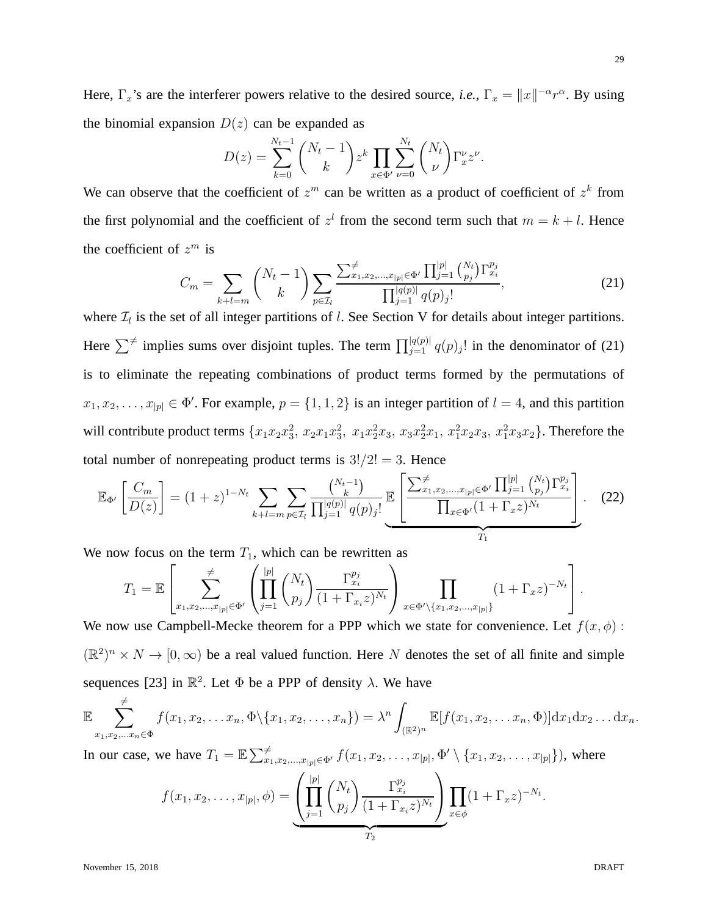Here, $\Gamma_x$'s are the interferer powers relative to the desired source, *i.e.*, $\Gamma_x = \|x\|^{-\alpha} r^{\alpha}$. By using the binomial expansion $D(z)$ can be expanded as

$$D(z) = \sum_{k=0}^{N_t-1} \binom{N_t - 1}{k} z^k \prod_{x \in \Phi'} \sum_{\nu=0}^{N_t} \binom{N_t}{\nu} \Gamma_x^{\nu} z^{\nu}.$$

We can observe that the coefficient of $z^m$ can be written as a product of coefficient of $z^k$ from the first polynomial and the coefficient of $z^l$ from the second term such that $m = k + l$. Hence the coefficient of $z^m$ is

$$C_m = \sum_{k+l=m} \binom{N_t - 1}{k} \sum_{p \in \mathcal{I}_l} \frac{\sum^{\neq}_{x_1, x_2, \ldots, x_{|p|} \in \Phi'} \prod_{j=1}^{|p|} \binom{N_t}{p_j} \Gamma_{x_i}^{p_j}}{\prod_{j=1}^{|q(p)|} q(p)_j!}, \tag{21}$$

where $\mathcal{I}_l$ is the set of all integer partitions of $l$. See Section V for details about integer partitions. Here $\sum^{\neq}$ implies sums over disjoint tuples. The term $\prod_{j=1}^{|q(p)|} q(p)_j!$ in the denominator of (21) is to eliminate the repeating combinations of product terms formed by the permutations of $x_1, x_2, \ldots, x_{|p|} \in \Phi'$. For example, $p = \{1, 1, 2\}$ is an integer partition of $l = 4$, and this partition will contribute product terms $\{x_1 x_2 x_3^2,\ x_2 x_1 x_3^2,\ x_1 x_2^2 x_3,\ x_3 x_2^2 x_1,\ x_1^2 x_2 x_3,\ x_1^2 x_3 x_2\}$. Therefore the total number of nonrepeating product terms is $3!/2! = 3$. Hence

$$\mathbb{E}_{\Phi'}\left[\frac{C_m}{D(z)}\right] = (1+z)^{1-N_t} \sum_{k+l=m} \sum_{p \in \mathcal{I}_l} \frac{\binom{N_t-1}{k}}{\prod_{j=1}^{|q(p)|} q(p)_j!} \underbrace{\mathbb{E}\left[\frac{\sum^{\neq}_{x_1, x_2, \ldots, x_{|p|} \in \Phi'} \prod_{j=1}^{|p|} \binom{N_t}{p_j} \Gamma_{x_i}^{p_j}}{\prod_{x \in \Phi'} (1 + \Gamma_x z)^{N_t}}\right]}_{T_1}. \tag{22}$$

We now focus on the term $T_1$, which can be rewritten as

$$T_1 = \mathbb{E}\left[\sum^{\neq}_{x_1, x_2, \ldots, x_{|p|} \in \Phi'} \left(\prod_{j=1}^{|p|} \binom{N_t}{p_j} \frac{\Gamma_{x_i}^{p_j}}{(1 + \Gamma_{x_i} z)^{N_t}}\right) \prod_{x \in \Phi' \setminus \{x_1, x_2, \ldots, x_{|p|}\}} (1 + \Gamma_x z)^{-N_t}\right].$$

We now use Campbell-Mecke theorem for a PPP which we state for convenience. Let $f(x, \phi) : (\mathbb{R}^2)^n \times N \to [0, \infty)$ be a real valued function. Here $N$ denotes the set of all finite and simple sequences [23] in $\mathbb{R}^2$. Let $\Phi$ be a PPP of density $\lambda$. We have

$$\mathbb{E} \sum^{\neq}_{x_1, x_2, \ldots x_n \in \Phi} f(x_1, x_2, \ldots x_n, \Phi \setminus \{x_1, x_2, \ldots, x_n\}) = \lambda^n \int_{(\mathbb{R}^2)^n} \mathbb{E}[f(x_1, x_2, \ldots x_n, \Phi)] \mathrm{d}x_1 \mathrm{d}x_2 \ldots \mathrm{d}x_n.$$

In our case, we have $T_1 = \mathbb{E} \sum^{\neq}_{x_1, x_2, \ldots, x_{|p|} \in \Phi'} f(x_1, x_2, \ldots, x_{|p|}, \Phi' \setminus \{x_1, x_2, \ldots, x_{|p|}\})$, where

$$f(x_1, x_2, \ldots, x_{|p|}, \phi) = \underbrace{\left(\prod_{j=1}^{|p|} \binom{N_t}{p_j} \frac{\Gamma_{x_i}^{p_j}}{(1 + \Gamma_{x_i} z)^{N_t}}\right)}_{T_2} \prod_{x \in \phi} (1 + \Gamma_x z)^{-N_t}.$$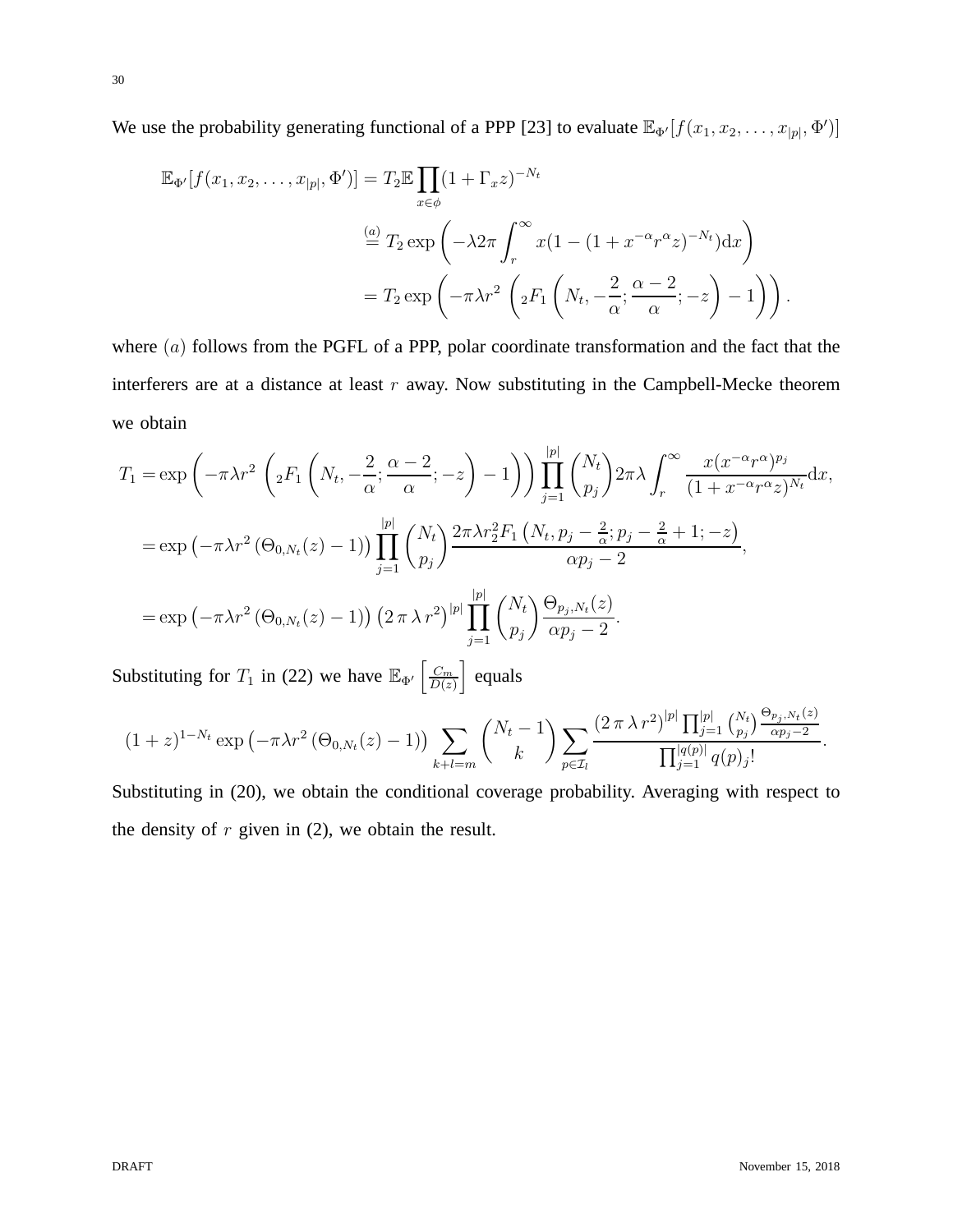We use the probability generating functional of a PPP [23] to evaluate $\mathbb{E}_{\Phi'}[f(x_1, x_2, \ldots, x_{|p|}, \Phi')]$

$$
\begin{aligned}
\mathbb{E}_{\Phi'}[f(x_1, x_2, \ldots, x_{|p|}, \Phi')] &= T_2 \mathbb{E} \prod_{x \in \phi} (1 + \Gamma_x z)^{-N_t} \\
&\overset{(a)}{=} T_2 \exp\left(-\lambda 2\pi \int_r^\infty x(1 - (1 + x^{-\alpha} r^\alpha z)^{-N_t}) \mathrm{d}x\right) \\
&= T_2 \exp\left(-\pi \lambda r^2 \left({}_2F_1\left(N_t, -\frac{2}{\alpha}; \frac{\alpha-2}{\alpha}; -z\right) - 1\right)\right).
\end{aligned}
$$

where $(a)$ follows from the PGFL of a PPP, polar coordinate transformation and the fact that the interferers are at a distance at least $r$ away. Now substituting in the Campbell-Mecke theorem we obtain

$$
\begin{aligned}
T_1 &= \exp\left(-\pi \lambda r^2 \left({}_2F_1\left(N_t, -\frac{2}{\alpha}; \frac{\alpha-2}{\alpha}; -z\right) - 1\right)\right) \prod_{j=1}^{|p|} \binom{N_t}{p_j} 2\pi\lambda \int_r^\infty \frac{x(x^{-\alpha} r^\alpha)^{p_j}}{(1 + x^{-\alpha} r^\alpha z)^{N_t}} \mathrm{d}x, \\
&= \exp\left(-\pi \lambda r^2 \left(\Theta_{0,N_t}(z) - 1\right)\right) \prod_{j=1}^{|p|} \binom{N_t}{p_j} \frac{2\pi\lambda r^2 {}_2F_1\left(N_t, p_j - \frac{2}{\alpha}; p_j - \frac{2}{\alpha} + 1; -z\right)}{\alpha p_j - 2}, \\
&= \exp\left(-\pi \lambda r^2 \left(\Theta_{0,N_t}(z) - 1\right)\right) \left(2\,\pi\,\lambda\,r^2\right)^{|p|} \prod_{j=1}^{|p|} \binom{N_t}{p_j} \frac{\Theta_{p_j,N_t}(z)}{\alpha p_j - 2}.
\end{aligned}
$$

Substituting for $T_1$ in (22) we have $\mathbb{E}_{\Phi'}\left[\frac{C_m}{D(z)}\right]$ equals

$$
(1+z)^{1-N_t} \exp\left(-\pi \lambda r^2 \left(\Theta_{0,N_t}(z) - 1\right)\right) \sum_{k+l=m} \binom{N_t - 1}{k} \sum_{p \in \mathcal{I}_l} \frac{\left(2\,\pi\,\lambda\,r^2\right)^{|p|} \prod_{j=1}^{|p|} \binom{N_t}{p_j} \frac{\Theta_{p_j,N_t}(z)}{\alpha p_j - 2}}{\prod_{j=1}^{|q(p)|} q(p)_j!}.
$$

Substituting in (20), we obtain the conditional coverage probability. Averaging with respect to the density of $r$ given in (2), we obtain the result.